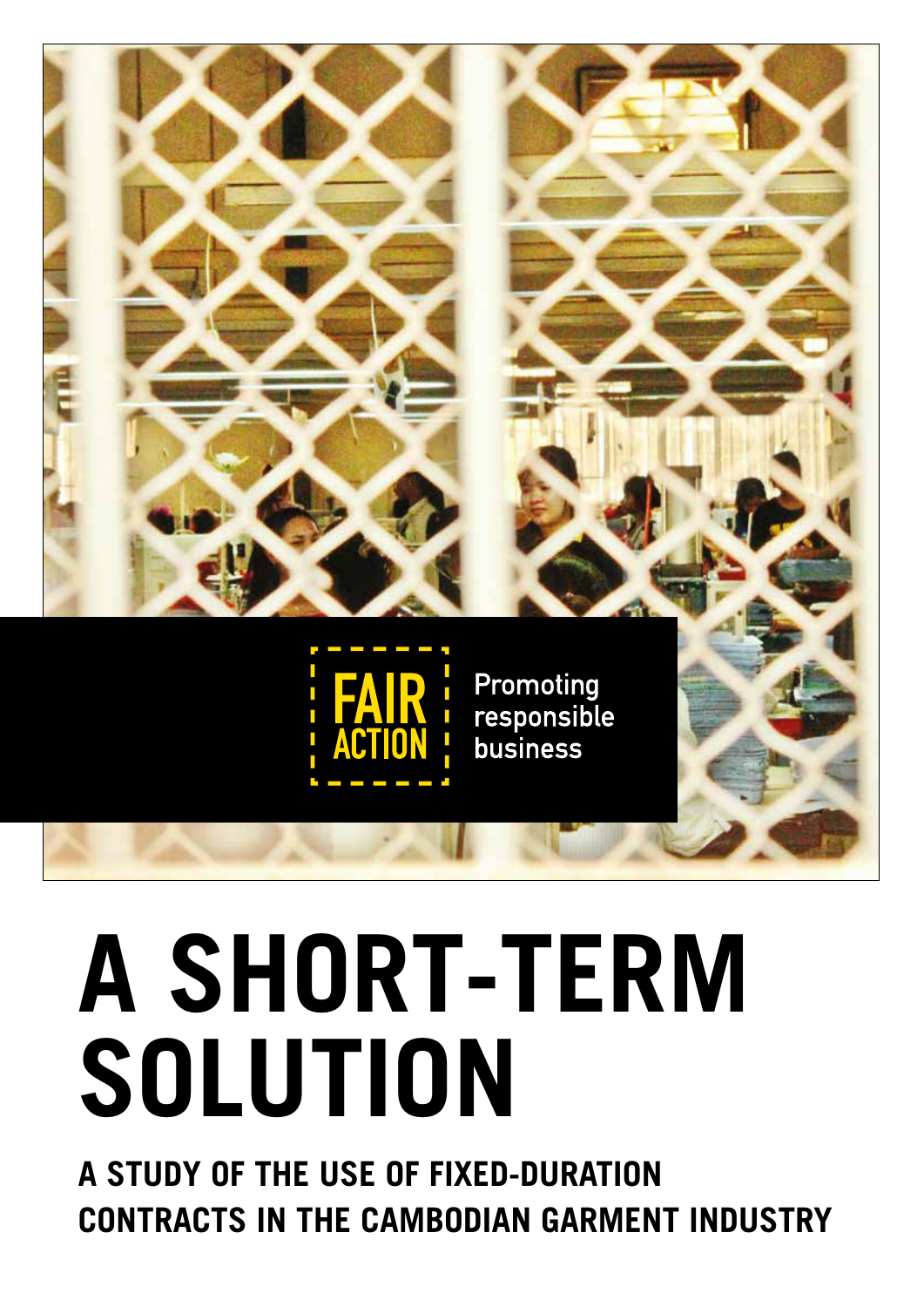FAIR ACTION

Promoting responsible business

# A SHORT-TERM SOLUTION

## A STUDY OF THE USE OF FIXED-DURATION CONTRACTS IN THE CAMBODIAN GARMENT INDUSTRY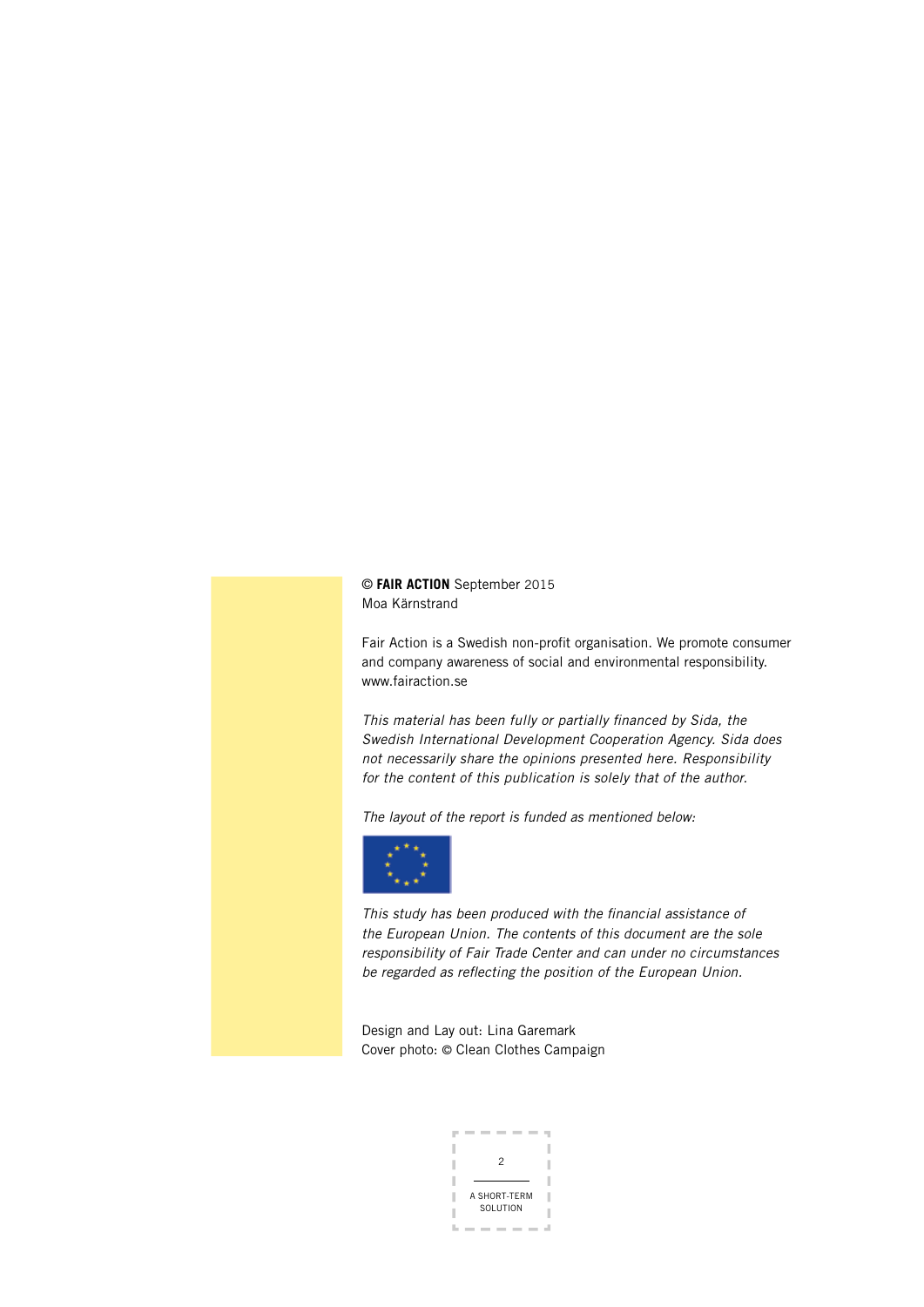© **FAIR ACTION** September 2015
Moa Kärnstrand

Fair Action is a Swedish non-profit organisation. We promote consumer and company awareness of social and environmental responsibility.
www.fairaction.se

*This material has been fully or partially financed by Sida, the Swedish International Development Cooperation Agency. Sida does not necessarily share the opinions presented here. Responsibility for the content of this publication is solely that of the author.*

*The layout of the report is funded as mentioned below:*

*This study has been produced with the financial assistance of the European Union. The contents of this document are the sole responsibility of Fair Trade Center and can under no circumstances be regarded as reflecting the position of the European Union.*

Design and Lay out: Lina Garemark
Cover photo: © Clean Clothes Campaign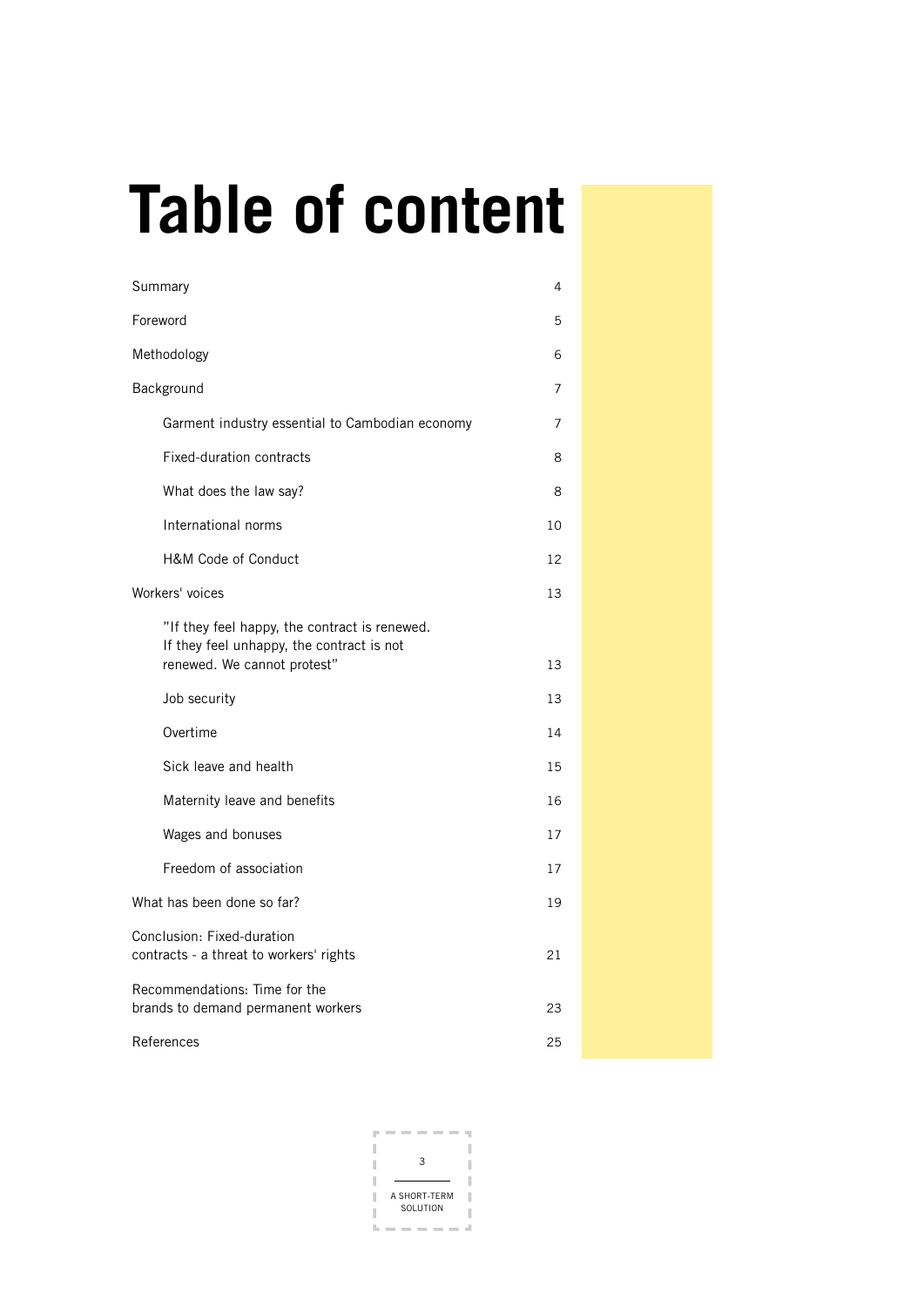# Table of content

| | |
|---|---|
| Summary | 4 |
| Foreword | 5 |
| Methodology | 6 |
| Background | 7 |
| Garment industry essential to Cambodian economy | 7 |
| Fixed-duration contracts | 8 |
| What does the law say? | 8 |
| International norms | 10 |
| H&M Code of Conduct | 12 |
| Workers' voices | 13 |
| "If they feel happy, the contract is renewed. If they feel unhappy, the contract is not renewed. We cannot protest" | 13 |
| Job security | 13 |
| Overtime | 14 |
| Sick leave and health | 15 |
| Maternity leave and benefits | 16 |
| Wages and bonuses | 17 |
| Freedom of association | 17 |
| What has been done so far? | 19 |
| Conclusion: Fixed-duration contracts - a threat to workers' rights | 21 |
| Recommendations: Time for the brands to demand permanent workers | 23 |
| References | 25 |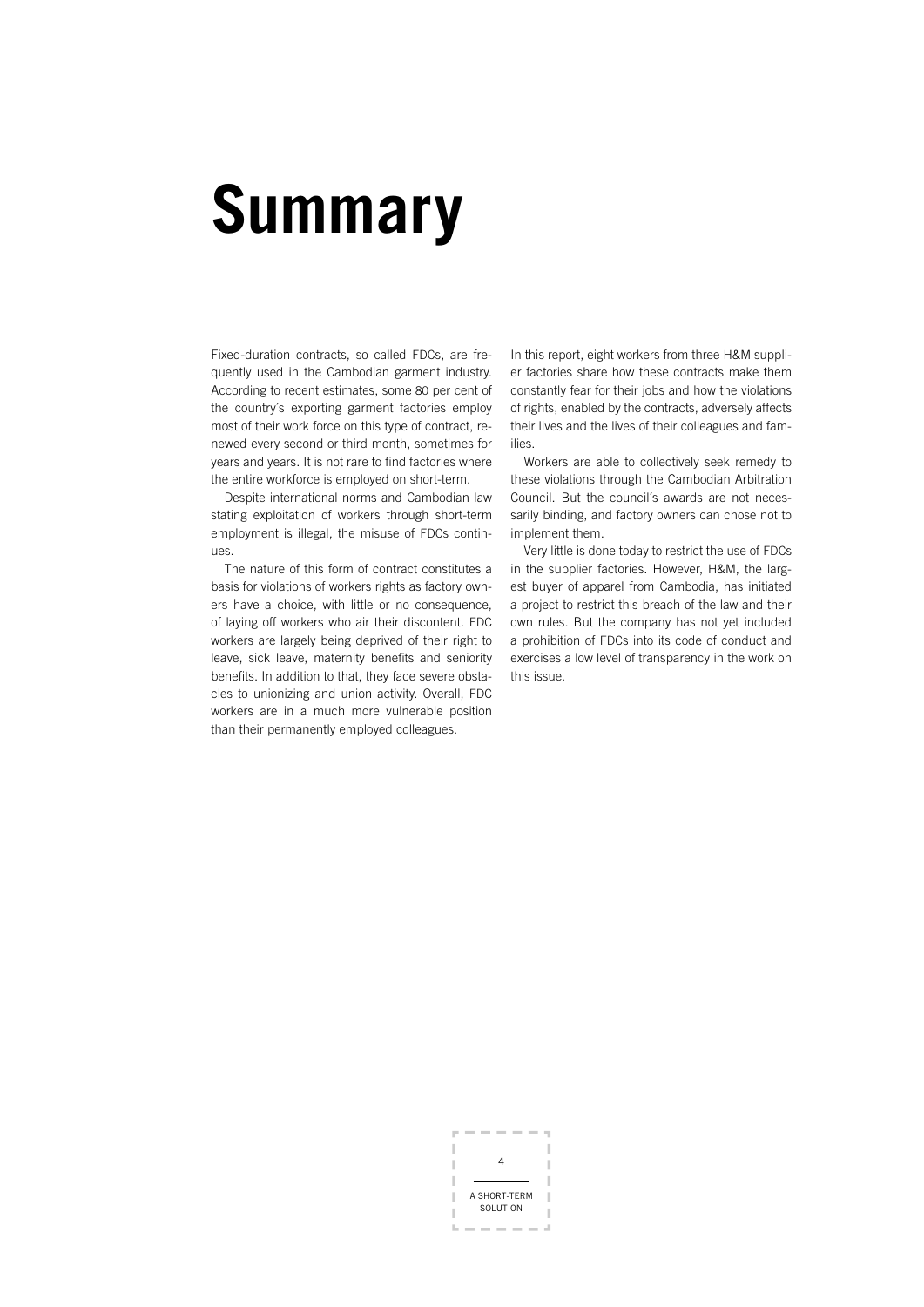# Summary

Fixed-duration contracts, so called FDCs, are frequently used in the Cambodian garment industry. According to recent estimates, some 80 per cent of the country´s exporting garment factories employ most of their work force on this type of contract, renewed every second or third month, sometimes for years and years. It is not rare to find factories where the entire workforce is employed on short-term.

Despite international norms and Cambodian law stating exploitation of workers through short-term employment is illegal, the misuse of FDCs continues.

The nature of this form of contract constitutes a basis for violations of workers rights as factory owners have a choice, with little or no consequence, of laying off workers who air their discontent. FDC workers are largely being deprived of their right to leave, sick leave, maternity benefits and seniority benefits. In addition to that, they face severe obstacles to unionizing and union activity. Overall, FDC workers are in a much more vulnerable position than their permanently employed colleagues.

In this report, eight workers from three H&M supplier factories share how these contracts make them constantly fear for their jobs and how the violations of rights, enabled by the contracts, adversely affects their lives and the lives of their colleagues and families.

Workers are able to collectively seek remedy to these violations through the Cambodian Arbitration Council. But the council´s awards are not necessarily binding, and factory owners can chose not to implement them.

Very little is done today to restrict the use of FDCs in the supplier factories. However, H&M, the largest buyer of apparel from Cambodia, has initiated a project to restrict this breach of the law and their own rules. But the company has not yet included a prohibition of FDCs into its code of conduct and exercises a low level of transparency in the work on this issue.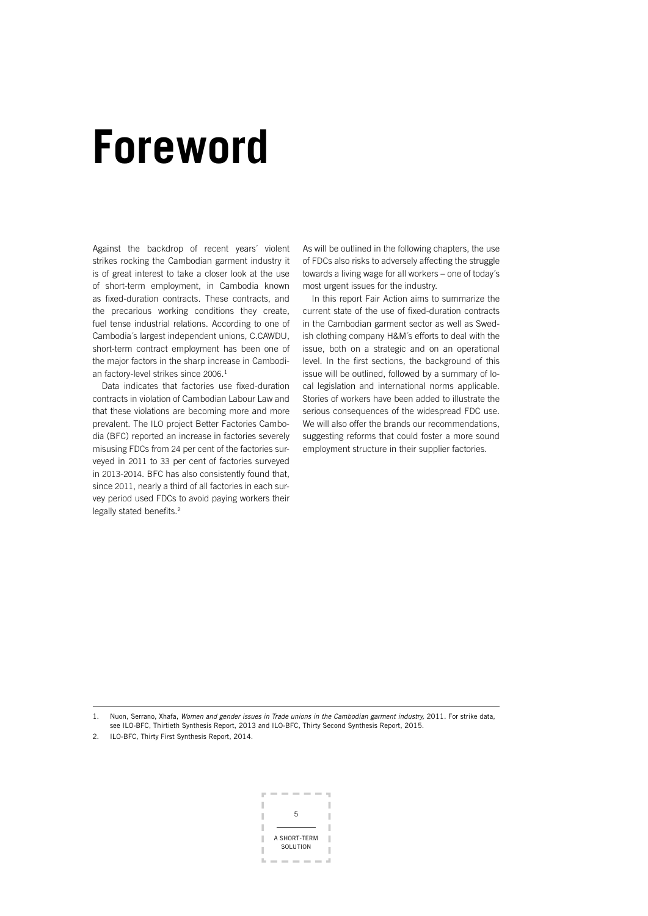# Foreword

Against the backdrop of recent years´ violent strikes rocking the Cambodian garment industry it is of great interest to take a closer look at the use of short-term employment, in Cambodia known as fixed-duration contracts. These contracts, and the precarious working conditions they create, fuel tense industrial relations. According to one of Cambodia´s largest independent unions, C.CAWDU, short-term contract employment has been one of the major factors in the sharp increase in Cambodian factory-level strikes since 2006.[1]

Data indicates that factories use fixed-duration contracts in violation of Cambodian Labour Law and that these violations are becoming more and more prevalent. The ILO project Better Factories Cambodia (BFC) reported an increase in factories severely misusing FDCs from 24 per cent of the factories surveyed in 2011 to 33 per cent of factories surveyed in 2013-2014. BFC has also consistently found that, since 2011, nearly a third of all factories in each survey period used FDCs to avoid paying workers their legally stated benefits.[2]

As will be outlined in the following chapters, the use of FDCs also risks to adversely affecting the struggle towards a living wage for all workers – one of today´s most urgent issues for the industry.

In this report Fair Action aims to summarize the current state of the use of fixed-duration contracts in the Cambodian garment sector as well as Swedish clothing company H&M´s efforts to deal with the issue, both on a strategic and on an operational level. In the first sections, the background of this issue will be outlined, followed by a summary of local legislation and international norms applicable. Stories of workers have been added to illustrate the serious consequences of the widespread FDC use. We will also offer the brands our recommendations, suggesting reforms that could foster a more sound employment structure in their supplier factories.

---

1. Nuon, Serrano, Xhafa, *Women and gender issues in Trade unions in the Cambodian garment industry*, 2011. For strike data, see ILO-BFC, Thirtieth Synthesis Report, 2013 and ILO-BFC, Thirty Second Synthesis Report, 2015.
2. ILO-BFC, Thirty First Synthesis Report, 2014.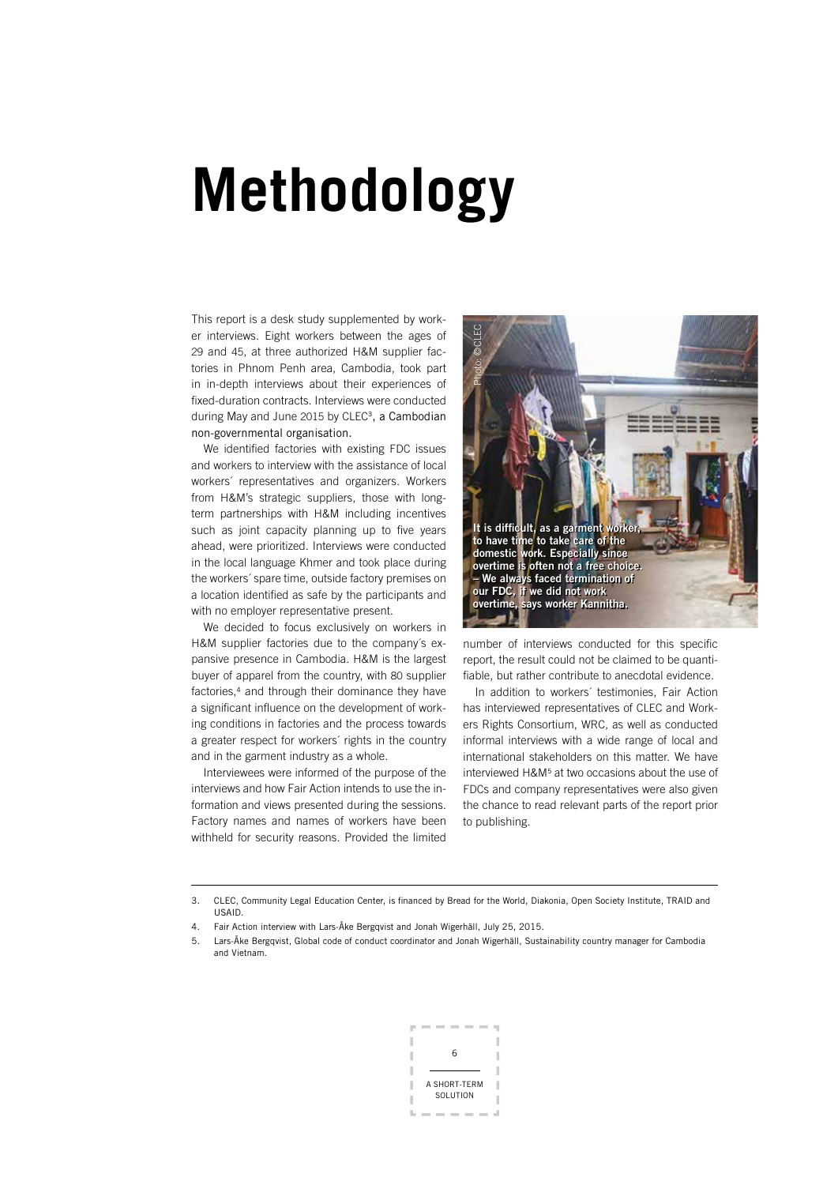# Methodology

This report is a desk study supplemented by worker interviews. Eight workers between the ages of 29 and 45, at three authorized H&M supplier factories in Phnom Penh area, Cambodia, took part in in-depth interviews about their experiences of fixed-duration contracts. Interviews were conducted during May and June 2015 by CLEC[3], a Cambodian non-governmental organisation.

We identified factories with existing FDC issues and workers to interview with the assistance of local workers´ representatives and organizers. Workers from H&M's strategic suppliers, those with long-term partnerships with H&M including incentives such as joint capacity planning up to five years ahead, were prioritized. Interviews were conducted in the local language Khmer and took place during the workers´ spare time, outside factory premises on a location identified as safe by the participants and with no employer representative present.

We decided to focus exclusively on workers in H&M supplier factories due to the company´s expansive presence in Cambodia. H&M is the largest buyer of apparel from the country, with 80 supplier factories,[4] and through their dominance they have a significant influence on the development of working conditions in factories and the process towards a greater respect for workers´ rights in the country and in the garment industry as a whole.

Interviewees were informed of the purpose of the interviews and how Fair Action intends to use the information and views presented during the sessions. Factory names and names of workers have been withheld for security reasons. Provided the limited number of interviews conducted for this specific report, the result could not be claimed to be quantifiable, but rather contribute to anecdotal evidence.

**It is difficult, as a garment worker, to have time to take care of the domestic work. Especially since overtime is often not a free choice. – We always faced termination of our FDC, if we did not work overtime, says worker Kannitha.**

Photo: ©CLEC

In addition to workers´ testimonies, Fair Action has interviewed representatives of CLEC and Workers Rights Consortium, WRC, as well as conducted informal interviews with a wide range of local and international stakeholders on this matter. We have interviewed H&M[5] at two occasions about the use of FDCs and company representatives were also given the chance to read relevant parts of the report prior to publishing.

---

3. CLEC, Community Legal Education Center, is financed by Bread for the World, Diakonia, Open Society Institute, TRAID and USAID.
4. Fair Action interview with Lars-Åke Bergqvist and Jonah Wigerhäll, July 25, 2015.
5. Lars-Åke Bergqvist, Global code of conduct coordinator and Jonah Wigerhäll, Sustainability country manager for Cambodia and Vietnam.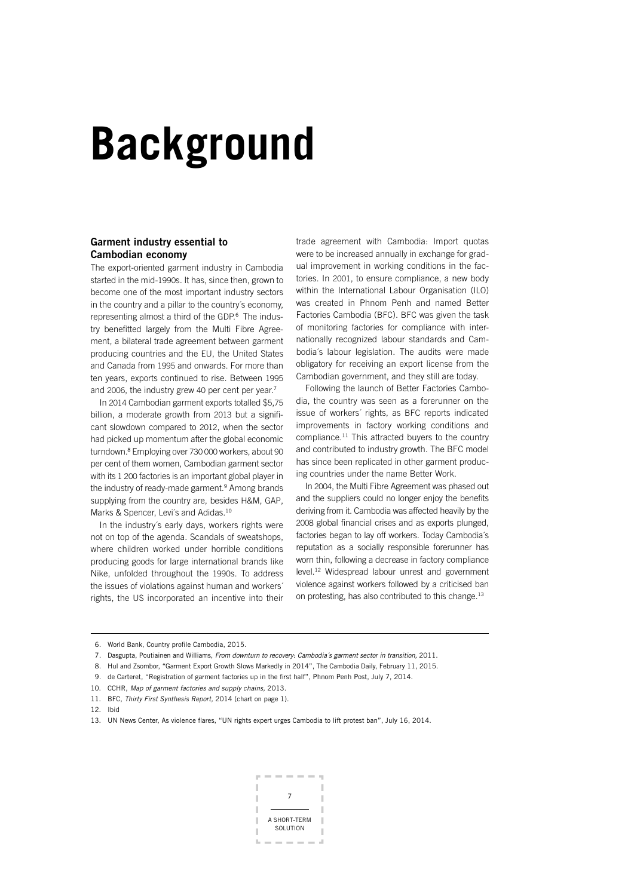# Background

## Garment industry essential to Cambodian economy

The export-oriented garment industry in Cambodia started in the mid-1990s. It has, since then, grown to become one of the most important industry sectors in the country and a pillar to the country´s economy, representing almost a third of the GDP.[6] The industry benefitted largely from the Multi Fibre Agreement, a bilateral trade agreement between garment producing countries and the EU, the United States and Canada from 1995 and onwards. For more than ten years, exports continued to rise. Between 1995 and 2006, the industry grew 40 per cent per year.[7]

In 2014 Cambodian garment exports totalled $5,75 billion, a moderate growth from 2013 but a significant slowdown compared to 2012, when the sector had picked up momentum after the global economic turndown.[8] Employing over 730 000 workers, about 90 per cent of them women, Cambodian garment sector with its 1 200 factories is an important global player in the industry of ready-made garment.[9] Among brands supplying from the country are, besides H&M, GAP, Marks & Spencer, Levi´s and Adidas.[10]

In the industry´s early days, workers rights were not on top of the agenda. Scandals of sweatshops, where children worked under horrible conditions producing goods for large international brands like Nike, unfolded throughout the 1990s. To address the issues of violations against human and workers´ rights, the US incorporated an incentive into their trade agreement with Cambodia: Import quotas were to be increased annually in exchange for gradual improvement in working conditions in the factories. In 2001, to ensure compliance, a new body within the International Labour Organisation (ILO) was created in Phnom Penh and named Better Factories Cambodia (BFC). BFC was given the task of monitoring factories for compliance with internationally recognized labour standards and Cambodia´s labour legislation. The audits were made obligatory for receiving an export license from the Cambodian government, and they still are today.

Following the launch of Better Factories Cambodia, the country was seen as a forerunner on the issue of workers´ rights, as BFC reports indicated improvements in factory working conditions and compliance.[11] This attracted buyers to the country and contributed to industry growth. The BFC model has since been replicated in other garment producing countries under the name Better Work.

In 2004, the Multi Fibre Agreement was phased out and the suppliers could no longer enjoy the benefits deriving from it. Cambodia was affected heavily by the 2008 global financial crises and as exports plunged, factories began to lay off workers. Today Cambodia´s reputation as a socially responsible forerunner has worn thin, following a decrease in factory compliance level.[12] Widespread labour unrest and government violence against workers followed by a criticised ban on protesting, has also contributed to this change.[13]

---

6. World Bank, Country profile Cambodia, 2015.
7. Dasgupta, Poutiainen and Williams, *From downturn to recovery: Cambodia´s garment sector in transition,* 2011.
8. Hul and Zsombor, "Garment Export Growth Slows Markedly in 2014", The Cambodia Daily, February 11, 2015.
9. de Carteret, "Registration of garment factories up in the first half", Phnom Penh Post, July 7, 2014.
10. CCHR, *Map of garment factories and supply chains,* 2013.
11. BFC, *Thirty First Synthesis Report,* 2014 (chart on page 1).
12. Ibid
13. UN News Center, As violence flares, "UN rights expert urges Cambodia to lift protest ban", July 16, 2014.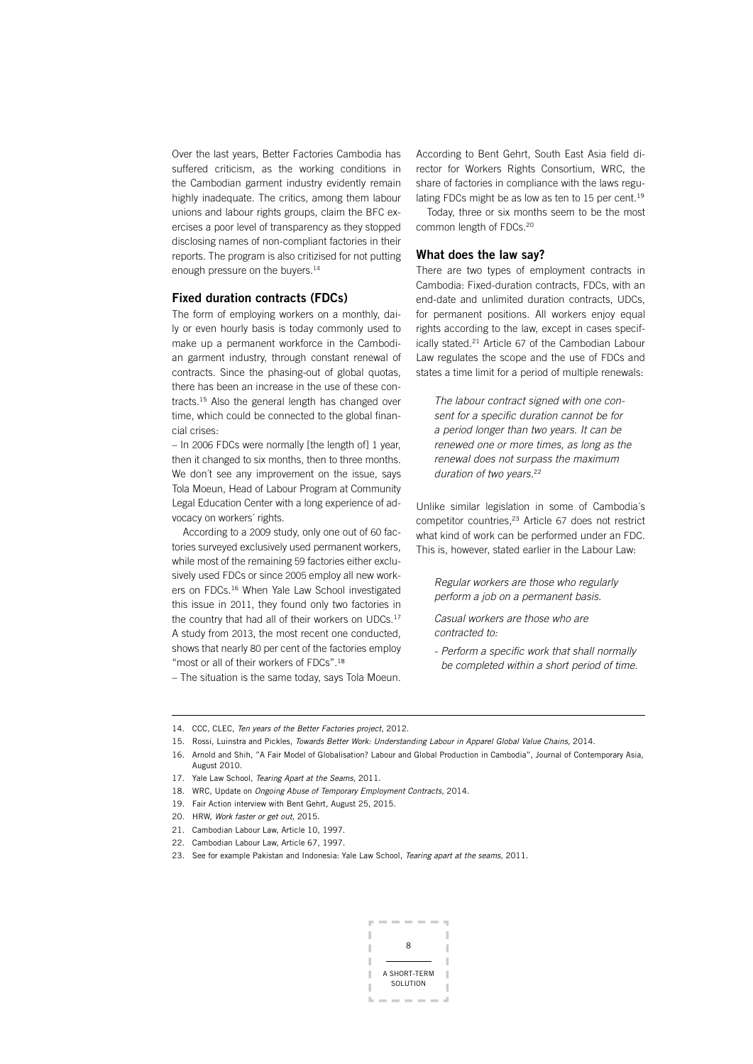Over the last years, Better Factories Cambodia has suffered criticism, as the working conditions in the Cambodian garment industry evidently remain highly inadequate. The critics, among them labour unions and labour rights groups, claim the BFC exercises a poor level of transparency as they stopped disclosing names of non-compliant factories in their reports. The program is also critizised for not putting enough pressure on the buyers.[14]

### Fixed duration contracts (FDCs)

The form of employing workers on a monthly, daily or even hourly basis is today commonly used to make up a permanent workforce in the Cambodian garment industry, through constant renewal of contracts. Since the phasing-out of global quotas, there has been an increase in the use of these contracts.[15] Also the general length has changed over time, which could be connected to the global financial crises:

– In 2006 FDCs were normally [the length of] 1 year, then it changed to six months, then to three months. We don´t see any improvement on the issue, says Tola Moeun, Head of Labour Program at Community Legal Education Center with a long experience of advocacy on workers´ rights.

According to a 2009 study, only one out of 60 factories surveyed exclusively used permanent workers, while most of the remaining 59 factories either exclusively used FDCs or since 2005 employ all new workers on FDCs.[16] When Yale Law School investigated this issue in 2011, they found only two factories in the country that had all of their workers on UDCs.[17] A study from 2013, the most recent one conducted, shows that nearly 80 per cent of the factories employ "most or all of their workers of FDCs".[18]

– The situation is the same today, says Tola Moeun.

According to Bent Gehrt, South East Asia field director for Workers Rights Consortium, WRC, the share of factories in compliance with the laws regulating FDCs might be as low as ten to 15 per cent.[19]

Today, three or six months seem to be the most common length of FDCs.[20]

### What does the law say?

There are two types of employment contracts in Cambodia: Fixed-duration contracts, FDCs, with an end-date and unlimited duration contracts, UDCs, for permanent positions. All workers enjoy equal rights according to the law, except in cases specifically stated.[21] Article 67 of the Cambodian Labour Law regulates the scope and the use of FDCs and states a time limit for a period of multiple renewals:

> *The labour contract signed with one consent for a specific duration cannot be for a period longer than two years. It can be renewed one or more times, as long as the renewal does not surpass the maximum duration of two years.*[22]

Unlike similar legislation in some of Cambodia´s competitor countries,[23] Article 67 does not restrict what kind of work can be performed under an FDC. This is, however, stated earlier in the Labour Law:

> *Regular workers are those who regularly perform a job on a permanent basis.*
>
> *Casual workers are those who are contracted to:*
>
> *- Perform a specific work that shall normally be completed within a short period of time.*

---

14. CCC, CLEC, *Ten years of the Better Factories project,* 2012.
15. Rossi, Luinstra and Pickles, *Towards Better Work: Understanding Labour in Apparel Global Value Chains,* 2014.
16. Arnold and Shih, "A Fair Model of Globalisation? Labour and Global Production in Cambodia", Journal of Contemporary Asia, August 2010.
17. Yale Law School, *Tearing Apart at the Seams,* 2011.
18. WRC, Update on *Ongoing Abuse of Temporary Employment Contracts,* 2014.
19. Fair Action interview with Bent Gehrt, August 25, 2015.
20. HRW, *Work faster or get out,* 2015.
21. Cambodian Labour Law, Article 10, 1997.
22. Cambodian Labour Law, Article 67, 1997.
23. See for example Pakistan and Indonesia: Yale Law School, *Tearing apart at the seams,* 2011.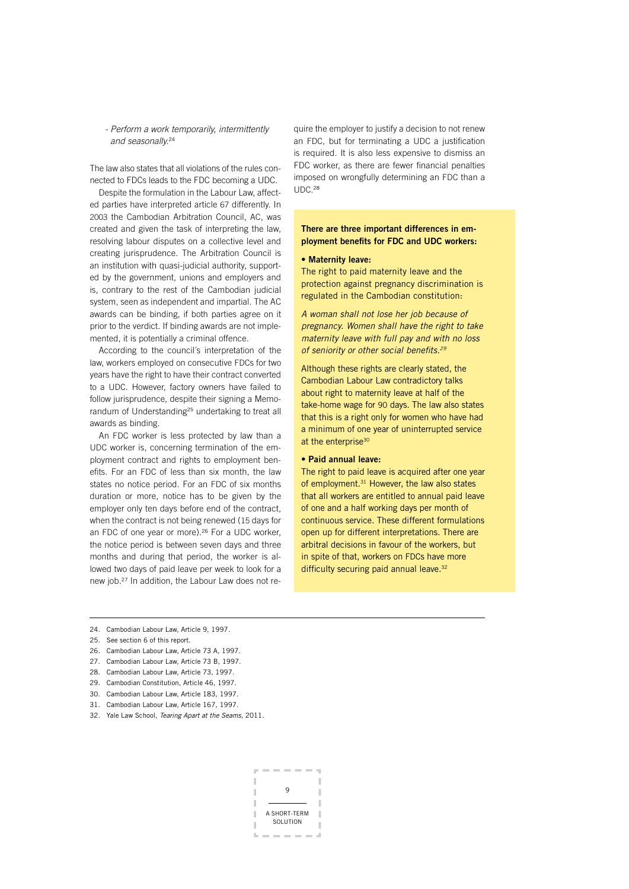- *Perform a work temporarily, intermittently and seasonally.*[24]

The law also states that all violations of the rules connected to FDCs leads to the FDC becoming a UDC.

Despite the formulation in the Labour Law, affected parties have interpreted article 67 differently. In 2003 the Cambodian Arbitration Council, AC, was created and given the task of interpreting the law, resolving labour disputes on a collective level and creating jurisprudence. The Arbitration Council is an institution with quasi-judicial authority, supported by the government, unions and employers and is, contrary to the rest of the Cambodian judicial system, seen as independent and impartial. The AC awards can be binding, if both parties agree on it prior to the verdict. If binding awards are not implemented, it is potentially a criminal offence.

According to the council´s interpretation of the law, workers employed on consecutive FDCs for two years have the right to have their contract converted to a UDC. However, factory owners have failed to follow jurisprudence, despite their signing a Memorandum of Understanding[25] undertaking to treat all awards as binding.

An FDC worker is less protected by law than a UDC worker is, concerning termination of the employment contract and rights to employment benefits. For an FDC of less than six month, the law states no notice period. For an FDC of six months duration or more, notice has to be given by the employer only ten days before end of the contract, when the contract is not being renewed (15 days for an FDC of one year or more).[26] For a UDC worker, the notice period is between seven days and three months and during that period, the worker is allowed two days of paid leave per week to look for a new job.[27] In addition, the Labour Law does not require the employer to justify a decision to not renew an FDC, but for terminating a UDC a justification is required. It is also less expensive to dismiss an FDC worker, as there are fewer financial penalties imposed on wrongfully determining an FDC than a UDC.[28]

**There are three important differences in employment benefits for FDC and UDC workers:**

- **Maternity leave:**

The right to paid maternity leave and the protection against pregnancy discrimination is regulated in the Cambodian constitution:

*A woman shall not lose her job because of pregnancy. Women shall have the right to take maternity leave with full pay and with no loss of seniority or other social benefits.*[29]

Although these rights are clearly stated, the Cambodian Labour Law contradictory talks about right to maternity leave at half of the take-home wage for 90 days. The law also states that this is a right only for women who have had a minimum of one year of uninterrupted service at the enterprise[30]

- **Paid annual leave:**

The right to paid leave is acquired after one year of employment.[31] However, the law also states that all workers are entitled to annual paid leave of one and a half working days per month of continuous service. These different formulations open up for different interpretations. There are arbitral decisions in favour of the workers, but in spite of that, workers on FDCs have more difficulty securing paid annual leave.[32]

---

24. Cambodian Labour Law, Article 9, 1997.
25. See section 6 of this report.
26. Cambodian Labour Law, Article 73 A, 1997.
27. Cambodian Labour Law, Article 73 B, 1997.
28. Cambodian Labour Law, Article 73, 1997.
29. Cambodian Constitution, Article 46, 1997.
30. Cambodian Labour Law, Article 183, 1997.
31. Cambodian Labour Law, Article 167, 1997.
32. Yale Law School, *Tearing Apart at the Seams*, 2011.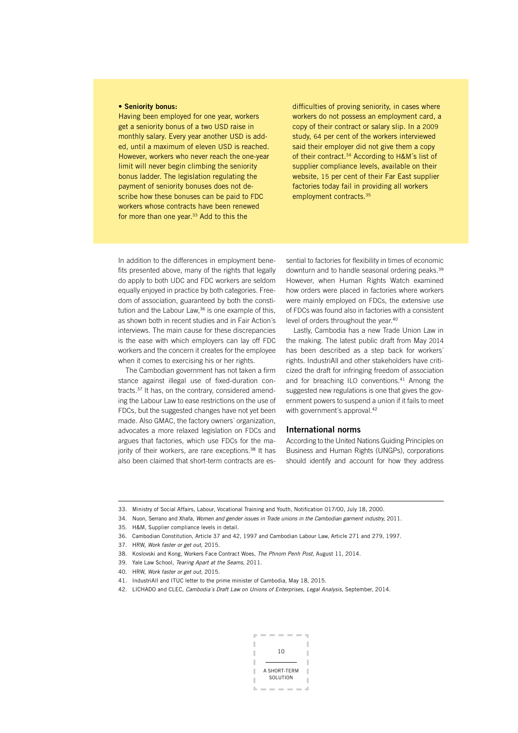**• Seniority bonus:**

Having been employed for one year, workers get a seniority bonus of a two USD raise in monthly salary. Every year another USD is added, until a maximum of eleven USD is reached. However, workers who never reach the one-year limit will never begin climbing the seniority bonus ladder. The legislation regulating the payment of seniority bonuses does not describe how these bonuses can be paid to FDC workers whose contracts have been renewed for more than one year.[33] Add to this the difficulties of proving seniority, in cases where workers do not possess an employment card, a copy of their contract or salary slip. In a 2009 study, 64 per cent of the workers interviewed said their employer did not give them a copy of their contract.[34] According to H&M´s list of supplier compliance levels, available on their website, 15 per cent of their Far East supplier factories today fail in providing all workers employment contracts.[35]

In addition to the differences in employment benefits presented above, many of the rights that legally do apply to both UDC and FDC workers are seldom equally enjoyed in practice by both categories. Freedom of association, guaranteed by both the constitution and the Labour Law,[36] is one example of this, as shown both in recent studies and in Fair Action´s interviews. The main cause for these discrepancies is the ease with which employers can lay off FDC workers and the concern it creates for the employee when it comes to exercising his or her rights.

The Cambodian government has not taken a firm stance against illegal use of fixed-duration contracts.[37] It has, on the contrary, considered amending the Labour Law to ease restrictions on the use of FDCs, but the suggested changes have not yet been made. Also GMAC, the factory owners´ organization, advocates a more relaxed legislation on FDCs and argues that factories, which use FDCs for the majority of their workers, are rare exceptions.[38] It has also been claimed that short-term contracts are essential to factories for flexibility in times of economic downturn and to handle seasonal ordering peaks.[39] However, when Human Rights Watch examined how orders were placed in factories where workers were mainly employed on FDCs, the extensive use of FDCs was found also in factories with a consistent level of orders throughout the year.[40]

Lastly, Cambodia has a new Trade Union Law in the making. The latest public draft from May 2014 has been described as a step back for workers´ rights. IndustriAll and other stakeholders have criticized the draft for infringing freedom of association and for breaching ILO conventions.[41] Among the suggested new regulations is one that gives the government powers to suspend a union if it fails to meet with government´s approval.[42]

## International norms

According to the United Nations Guiding Principles on Business and Human Rights (UNGPs), corporations should identify and account for how they address

---

33. Ministry of Social Affairs, Labour, Vocational Training and Youth, Notification 017/00, July 18, 2000.
34. Nuon, Serrano and Xhafa, *Women and gender issues in Trade unions in the Cambodian garment industry,* 2011.
35. H&M, Supplier compliance levels in detail.
36. Cambodian Constitution, Article 37 and 42, 1997 and Cambodian Labour Law, Article 271 and 279, 1997.
37. HRW, *Work faster or get out,* 2015.
38. Koslovski and Kong, Workers Face Contract Woes, *The Phnom Penh Post,* August 11, 2014.
39. Yale Law School, *Tearing Apart at the Seams,* 2011.
40. HRW, *Work faster or get out,* 2015.
41. IndustriAll and ITUC letter to the prime minister of Cambodia, May 18, 2015.
42. LICHADO and CLEC, *Cambodia´s Draft Law on Unions of Enterprises, Legal Analysis,* September, 2014.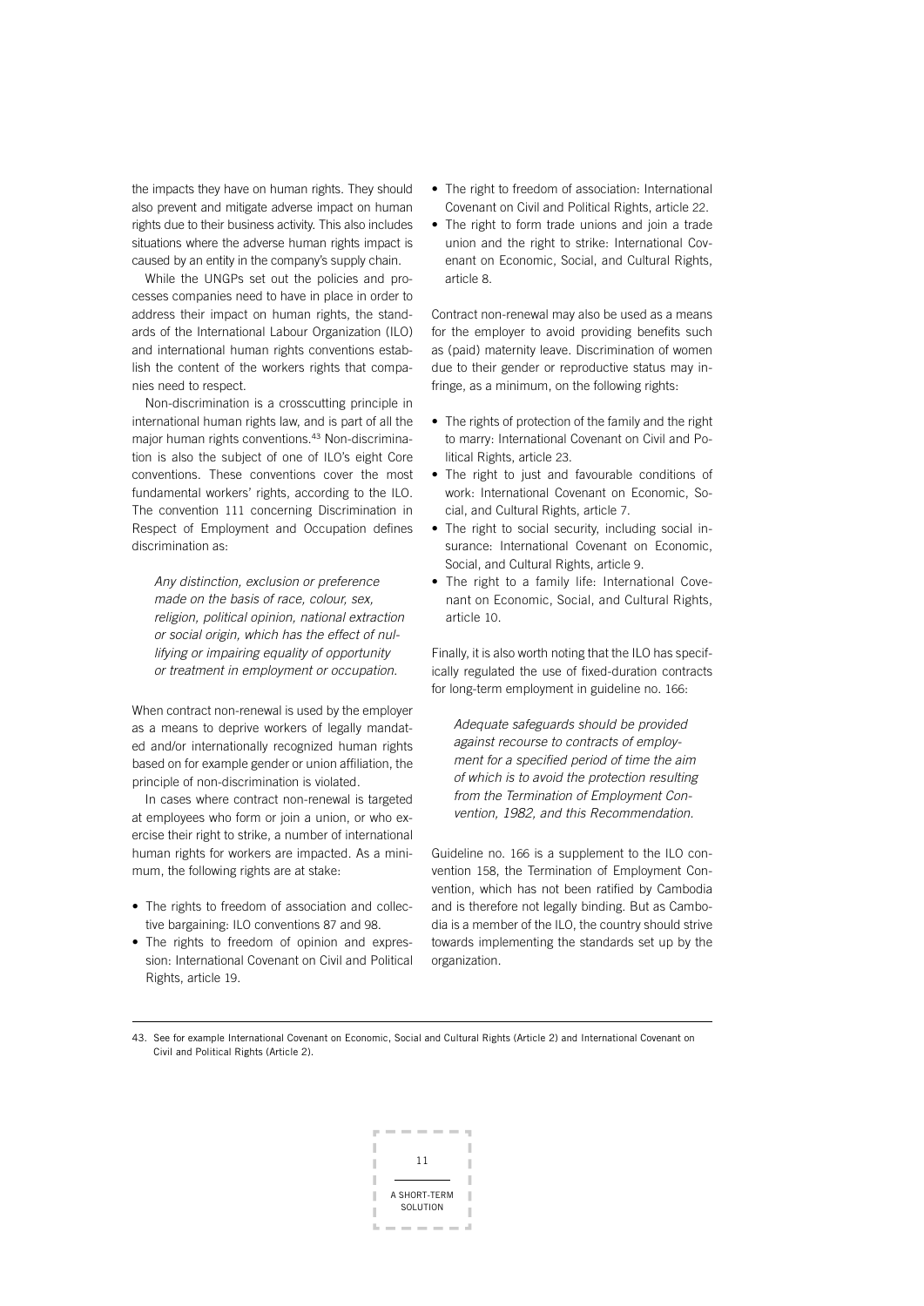the impacts they have on human rights. They should also prevent and mitigate adverse impact on human rights due to their business activity. This also includes situations where the adverse human rights impact is caused by an entity in the company's supply chain.

While the UNGPs set out the policies and processes companies need to have in place in order to address their impact on human rights, the standards of the International Labour Organization (ILO) and international human rights conventions establish the content of the workers rights that companies need to respect.

Non-discrimination is a crosscutting principle in international human rights law, and is part of all the major human rights conventions.[43] Non-discrimination is also the subject of one of ILO's eight Core conventions. These conventions cover the most fundamental workers' rights, according to the ILO. The convention 111 concerning Discrimination in Respect of Employment and Occupation defines discrimination as:

> *Any distinction, exclusion or preference made on the basis of race, colour, sex, religion, political opinion, national extraction or social origin, which has the effect of nullifying or impairing equality of opportunity or treatment in employment or occupation.*

When contract non-renewal is used by the employer as a means to deprive workers of legally mandated and/or internationally recognized human rights based on for example gender or union affiliation, the principle of non-discrimination is violated.

In cases where contract non-renewal is targeted at employees who form or join a union, or who exercise their right to strike, a number of international human rights for workers are impacted. As a minimum, the following rights are at stake:

- The rights to freedom of association and collective bargaining: ILO conventions 87 and 98.
- The rights to freedom of opinion and expression: International Covenant on Civil and Political Rights, article 19.
- The right to freedom of association: International Covenant on Civil and Political Rights, article 22.
- The right to form trade unions and join a trade union and the right to strike: International Covenant on Economic, Social, and Cultural Rights, article 8.

Contract non-renewal may also be used as a means for the employer to avoid providing benefits such as (paid) maternity leave. Discrimination of women due to their gender or reproductive status may infringe, as a minimum, on the following rights:

- The rights of protection of the family and the right to marry: International Covenant on Civil and Political Rights, article 23.
- The right to just and favourable conditions of work: International Covenant on Economic, Social, and Cultural Rights, article 7.
- The right to social security, including social insurance: International Covenant on Economic, Social, and Cultural Rights, article 9.
- The right to a family life: International Covenant on Economic, Social, and Cultural Rights, article 10.

Finally, it is also worth noting that the ILO has specifically regulated the use of fixed-duration contracts for long-term employment in guideline no. 166:

> *Adequate safeguards should be provided against recourse to contracts of employment for a specified period of time the aim of which is to avoid the protection resulting from the Termination of Employment Convention, 1982, and this Recommendation.*

Guideline no. 166 is a supplement to the ILO convention 158, the Termination of Employment Convention, which has not been ratified by Cambodia and is therefore not legally binding. But as Cambodia is a member of the ILO, the country should strive towards implementing the standards set up by the organization.

---

43. See for example International Covenant on Economic, Social and Cultural Rights (Article 2) and International Covenant on Civil and Political Rights (Article 2).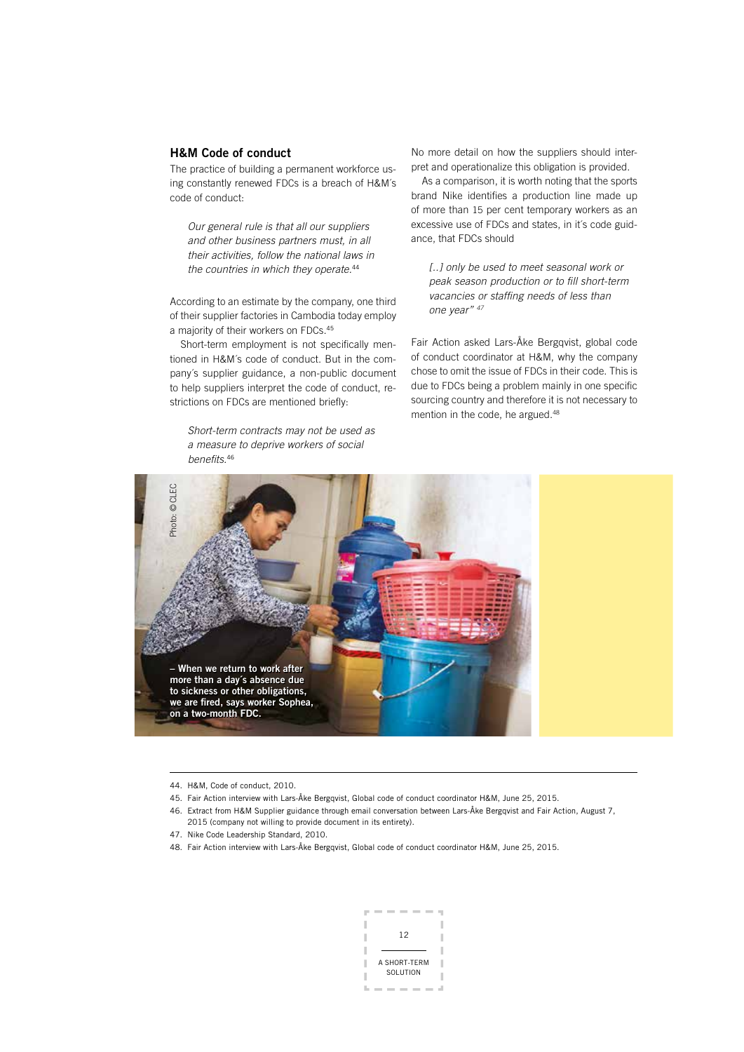## H&M Code of conduct

The practice of building a permanent workforce using constantly renewed FDCs is a breach of H&M´s code of conduct:

> *Our general rule is that all our suppliers and other business partners must, in all their activities, follow the national laws in the countries in which they operate.*[44]

According to an estimate by the company, one third of their supplier factories in Cambodia today employ a majority of their workers on FDCs.[45]

Short-term employment is not specifically mentioned in H&M´s code of conduct. But in the company´s supplier guidance, a non-public document to help suppliers interpret the code of conduct, restrictions on FDCs are mentioned briefly:

> *Short-term contracts may not be used as a measure to deprive workers of social benefits.*[46]

No more detail on how the suppliers should interpret and operationalize this obligation is provided.

As a comparison, it is worth noting that the sports brand Nike identifies a production line made up of more than 15 per cent temporary workers as an excessive use of FDCs and states, in it´s code guidance, that FDCs should

> *[..] only be used to meet seasonal work or peak season production or to fill short-term vacancies or staffing needs of less than one year"*[47]

Fair Action asked Lars-Åke Bergqvist, global code of conduct coordinator at H&M, why the company chose to omit the issue of FDCs in their code. This is due to FDCs being a problem mainly in one specific sourcing country and therefore it is not necessary to mention in the code, he argued.[48]

Photo: © CLEC

**– When we return to work after more than a day´s absence due to sickness or other obligations, we are fired, says worker Sophea, on a two-month FDC.**

---

44. H&M, Code of conduct, 2010.
45. Fair Action interview with Lars-Åke Bergqvist, Global code of conduct coordinator H&M, June 25, 2015.
46. Extract from H&M Supplier guidance through email conversation between Lars-Åke Bergqvist and Fair Action, August 7, 2015 (company not willing to provide document in its entirety).
47. Nike Code Leadership Standard, 2010.
48. Fair Action interview with Lars-Åke Bergqvist, Global code of conduct coordinator H&M, June 25, 2015.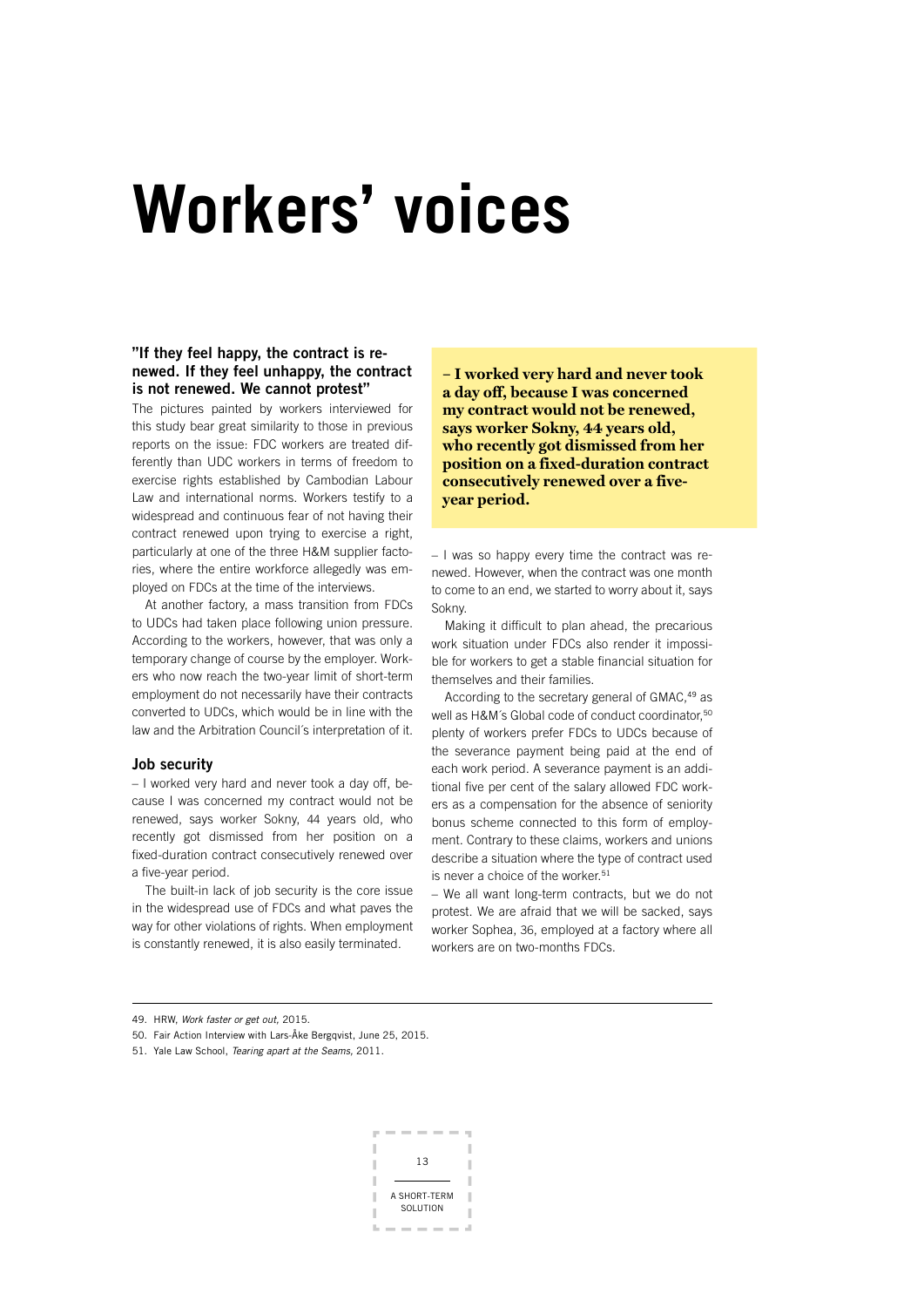# Workers' voices

### "If they feel happy, the contract is renewed. If they feel unhappy, the contract is not renewed. We cannot protest"

The pictures painted by workers interviewed for this study bear great similarity to those in previous reports on the issue: FDC workers are treated differently than UDC workers in terms of freedom to exercise rights established by Cambodian Labour Law and international norms. Workers testify to a widespread and continuous fear of not having their contract renewed upon trying to exercise a right, particularly at one of the three H&M supplier factories, where the entire workforce allegedly was employed on FDCs at the time of the interviews.

At another factory, a mass transition from FDCs to UDCs had taken place following union pressure. According to the workers, however, that was only a temporary change of course by the employer. Workers who now reach the two-year limit of short-term employment do not necessarily have their contracts converted to UDCs, which would be in line with the law and the Arbitration Council´s interpretation of it.

### Job security

– I worked very hard and never took a day off, because I was concerned my contract would not be renewed, says worker Sokny, 44 years old, who recently got dismissed from her position on a fixed-duration contract consecutively renewed over a five-year period.

The built-in lack of job security is the core issue in the widespread use of FDCs and what paves the way for other violations of rights. When employment is constantly renewed, it is also easily terminated.

**– I worked very hard and never took a day off, because I was concerned my contract would not be renewed, says worker Sokny, 44 years old, who recently got dismissed from her position on a fixed-duration contract consecutively renewed over a five-year period.**

– I was so happy every time the contract was renewed. However, when the contract was one month to come to an end, we started to worry about it, says Sokny.

Making it difficult to plan ahead, the precarious work situation under FDCs also render it impossible for workers to get a stable financial situation for themselves and their families.

According to the secretary general of GMAC,[49] as well as H&M´s Global code of conduct coordinator,[50] plenty of workers prefer FDCs to UDCs because of the severance payment being paid at the end of each work period. A severance payment is an additional five per cent of the salary allowed FDC workers as a compensation for the absence of seniority bonus scheme connected to this form of employment. Contrary to these claims, workers and unions describe a situation where the type of contract used is never a choice of the worker.[51]

– We all want long-term contracts, but we do not protest. We are afraid that we will be sacked, says worker Sophea, 36, employed at a factory where all workers are on two-months FDCs.

---

49. HRW, *Work faster or get out*, 2015.

50. Fair Action Interview with Lars-Åke Bergqvist, June 25, 2015.

51. Yale Law School, *Tearing apart at the Seams*, 2011.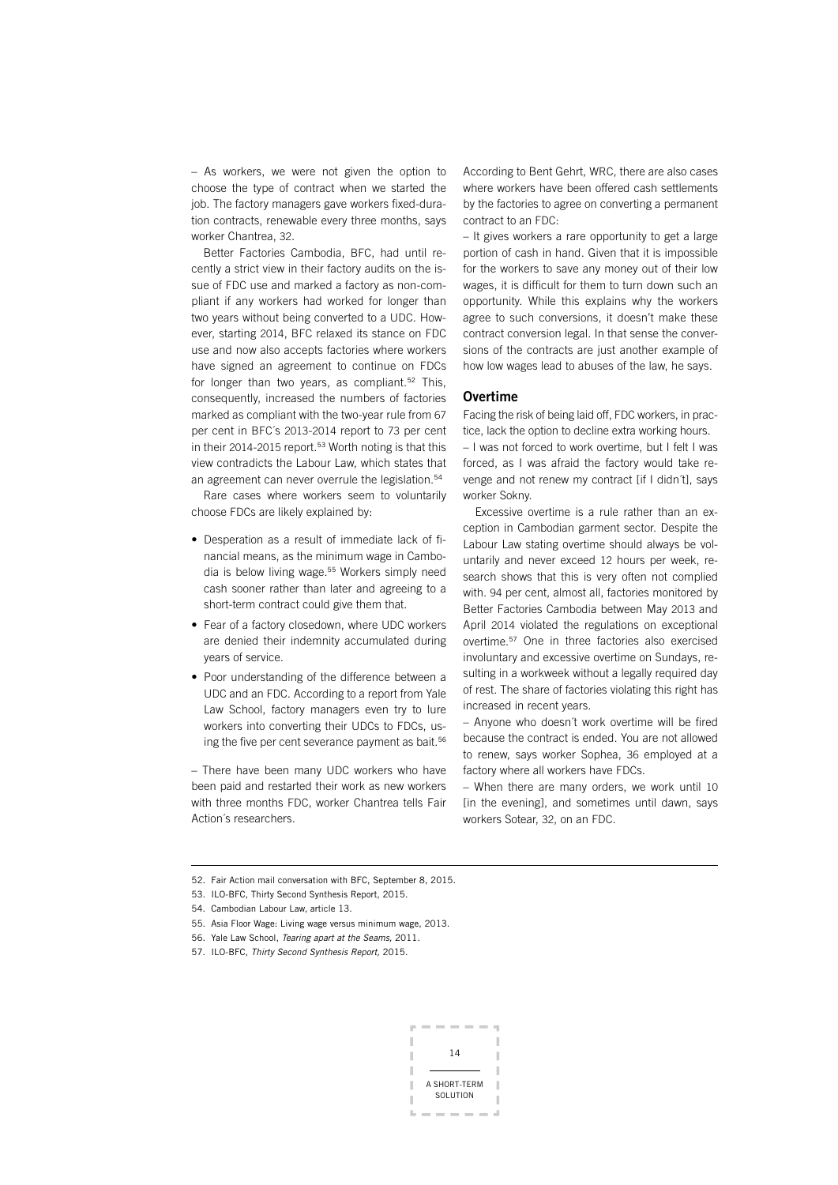– As workers, we were not given the option to choose the type of contract when we started the job. The factory managers gave workers fixed-duration contracts, renewable every three months, says worker Chantrea, 32.

Better Factories Cambodia, BFC, had until recently a strict view in their factory audits on the issue of FDC use and marked a factory as non-compliant if any workers had worked for longer than two years without being converted to a UDC. However, starting 2014, BFC relaxed its stance on FDC use and now also accepts factories where workers have signed an agreement to continue on FDCs for longer than two years, as compliant.[52] This, consequently, increased the numbers of factories marked as compliant with the two-year rule from 67 per cent in BFC´s 2013-2014 report to 73 per cent in their 2014-2015 report.[53] Worth noting is that this view contradicts the Labour Law, which states that an agreement can never overrule the legislation.[54]

Rare cases where workers seem to voluntarily choose FDCs are likely explained by:

- Desperation as a result of immediate lack of financial means, as the minimum wage in Cambodia is below living wage.[55] Workers simply need cash sooner rather than later and agreeing to a short-term contract could give them that.
- Fear of a factory closedown, where UDC workers are denied their indemnity accumulated during years of service.
- Poor understanding of the difference between a UDC and an FDC. According to a report from Yale Law School, factory managers even try to lure workers into converting their UDCs to FDCs, using the five per cent severance payment as bait.[56]

– There have been many UDC workers who have been paid and restarted their work as new workers with three months FDC, worker Chantrea tells Fair Action´s researchers.

According to Bent Gehrt, WRC, there are also cases where workers have been offered cash settlements by the factories to agree on converting a permanent contract to an FDC:

– It gives workers a rare opportunity to get a large portion of cash in hand. Given that it is impossible for the workers to save any money out of their low wages, it is difficult for them to turn down such an opportunity. While this explains why the workers agree to such conversions, it doesn't make these contract conversion legal. In that sense the conversions of the contracts are just another example of how low wages lead to abuses of the law, he says.

## Overtime

Facing the risk of being laid off, FDC workers, in practice, lack the option to decline extra working hours.

– I was not forced to work overtime, but I felt I was forced, as I was afraid the factory would take revenge and not renew my contract [if I didn´t], says worker Sokny.

Excessive overtime is a rule rather than an exception in Cambodian garment sector. Despite the Labour Law stating overtime should always be voluntarily and never exceed 12 hours per week, research shows that this is very often not complied with. 94 per cent, almost all, factories monitored by Better Factories Cambodia between May 2013 and April 2014 violated the regulations on exceptional overtime.[57] One in three factories also exercised involuntary and excessive overtime on Sundays, resulting in a workweek without a legally required day of rest. The share of factories violating this right has increased in recent years.

– Anyone who doesn´t work overtime will be fired because the contract is ended. You are not allowed to renew, says worker Sophea, 36 employed at a factory where all workers have FDCs.

– When there are many orders, we work until 10 [in the evening], and sometimes until dawn, says workers Sotear, 32, on an FDC.

---

52. Fair Action mail conversation with BFC, September 8, 2015.
53. ILO-BFC, Thirty Second Synthesis Report, 2015.
54. Cambodian Labour Law, article 13.
55. Asia Floor Wage: Living wage versus minimum wage, 2013.
56. Yale Law School, *Tearing apart at the Seams*, 2011.
57. ILO-BFC, *Thirty Second Synthesis Report*, 2015.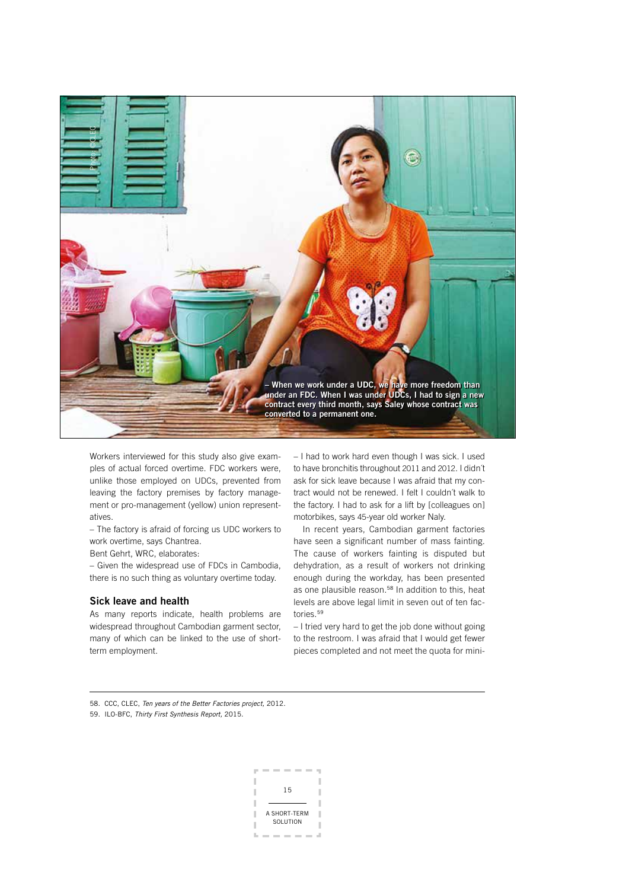**– When we work under a UDC, we have more freedom than under an FDC. When I was under UDCs, I had to sign a new contract every third month, says Saley whose contract was converted to a permanent one.**

Workers interviewed for this study also give examples of actual forced overtime. FDC workers were, unlike those employed on UDCs, prevented from leaving the factory premises by factory management or pro-management (yellow) union representatives.

– The factory is afraid of forcing us UDC workers to work overtime, says Chantrea.

Bent Gehrt, WRC, elaborates:

– Given the widespread use of FDCs in Cambodia, there is no such thing as voluntary overtime today.

### Sick leave and health

As many reports indicate, health problems are widespread throughout Cambodian garment sector, many of which can be linked to the use of short-term employment.

– I had to work hard even though I was sick. I used to have bronchitis throughout 2011 and 2012. I didn´t ask for sick leave because I was afraid that my contract would not be renewed. I felt I couldn´t walk to the factory. I had to ask for a lift by [colleagues on] motorbikes, says 45-year old worker Naly.

In recent years, Cambodian garment factories have seen a significant number of mass fainting. The cause of workers fainting is disputed but dehydration, as a result of workers not drinking enough during the workday, has been presented as one plausible reason.[58] In addition to this, heat levels are above legal limit in seven out of ten factories.[59]

– I tried very hard to get the job done without going to the restroom. I was afraid that I would get fewer pieces completed and not meet the quota for mini-

---

58. CCC, CLEC, *Ten years of the Better Factories project,* 2012.
59. ILO-BFC, *Thirty First Synthesis Report,* 2015.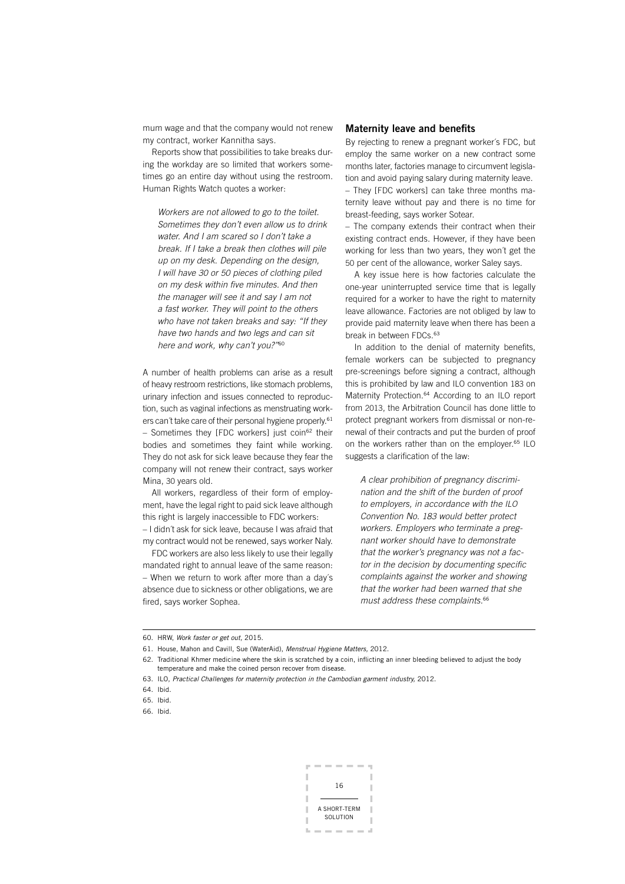mum wage and that the company would not renew my contract, worker Kannitha says.

Reports show that possibilities to take breaks during the workday are so limited that workers sometimes go an entire day without using the restroom. Human Rights Watch quotes a worker:

> *Workers are not allowed to go to the toilet. Sometimes they don't even allow us to drink water. And I am scared so I don't take a break. If I take a break then clothes will pile up on my desk. Depending on the design, I will have 30 or 50 pieces of clothing piled on my desk within five minutes. And then the manager will see it and say I am not a fast worker. They will point to the others who have not taken breaks and say: "If they have two hands and two legs and can sit here and work, why can't you?"*[60]

A number of health problems can arise as a result of heavy restroom restrictions, like stomach problems, urinary infection and issues connected to reproduction, such as vaginal infections as menstruating workers can´t take care of their personal hygiene properly.[61]

– Sometimes they [FDC workers] just coin[62] their bodies and sometimes they faint while working. They do not ask for sick leave because they fear the company will not renew their contract, says worker Mina, 30 years old.

All workers, regardless of their form of employment, have the legal right to paid sick leave although this right is largely inaccessible to FDC workers:

– I didn´t ask for sick leave, because I was afraid that my contract would not be renewed, says worker Naly.

FDC workers are also less likely to use their legally mandated right to annual leave of the same reason:

– When we return to work after more than a day´s absence due to sickness or other obligations, we are fired, says worker Sophea.

### Maternity leave and benefits

By rejecting to renew a pregnant worker´s FDC, but employ the same worker on a new contract some months later, factories manage to circumvent legislation and avoid paying salary during maternity leave.

– They [FDC workers] can take three months maternity leave without pay and there is no time for breast-feeding, says worker Sotear.

– The company extends their contract when their existing contract ends. However, if they have been working for less than two years, they won´t get the 50 per cent of the allowance, worker Saley says.

A key issue here is how factories calculate the one-year uninterrupted service time that is legally required for a worker to have the right to maternity leave allowance. Factories are not obliged by law to provide paid maternity leave when there has been a break in between FDCs.[63]

In addition to the denial of maternity benefits, female workers can be subjected to pregnancy pre-screenings before signing a contract, although this is prohibited by law and ILO convention 183 on Maternity Protection.[64] According to an ILO report from 2013, the Arbitration Council has done little to protect pregnant workers from dismissal or non-renewal of their contracts and put the burden of proof on the workers rather than on the employer.[65] ILO suggests a clarification of the law:

> *A clear prohibition of pregnancy discrimination and the shift of the burden of proof to employers, in accordance with the ILO Convention No. 183 would better protect workers. Employers who terminate a pregnant worker should have to demonstrate that the worker's pregnancy was not a factor in the decision by documenting specific complaints against the worker and showing that the worker had been warned that she must address these complaints.*[66]

---

60. HRW, *Work faster or get out*, 2015.
61. House, Mahon and Cavill, Sue (WaterAid), *Menstrual Hygiene Matters*, 2012.
62. Traditional Khmer medicine where the skin is scratched by a coin, inflicting an inner bleeding believed to adjust the body temperature and make the coined person recover from disease.
63. ILO, *Practical Challenges for maternity protection in the Cambodian garment industry*, 2012.
64. Ibid.
65. Ibid.
66. Ibid.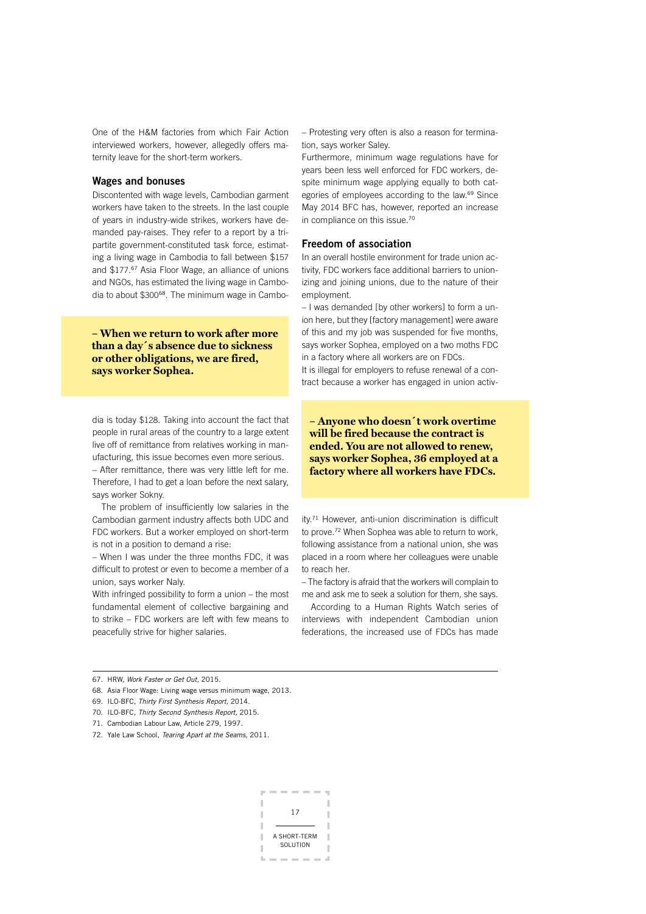One of the H&M factories from which Fair Action interviewed workers, however, allegedly offers maternity leave for the short-term workers.

### Wages and bonuses

Discontented with wage levels, Cambodian garment workers have taken to the streets. In the last couple of years in industry-wide strikes, workers have demanded pay-raises. They refer to a report by a tripartite government-constituted task force, estimating a living wage in Cambodia to fall between $157 and $177.[67] Asia Floor Wage, an alliance of unions and NGOs, has estimated the living wage in Cambodia to about $300[68]. The minimum wage in Cambodia is today $128. Taking into account the fact that people in rural areas of the country to a large extent live off of remittance from relatives working in manufacturing, this issue becomes even more serious.

> **– When we return to work after more than a day´s absence due to sickness or other obligations, we are fired, says worker Sophea.**

– After remittance, there was very little left for me. Therefore, I had to get a loan before the next salary, says worker Sokny.

The problem of insufficiently low salaries in the Cambodian garment industry affects both UDC and FDC workers. But a worker employed on short-term is not in a position to demand a rise:

– When I was under the three months FDC, it was difficult to protest or even to become a member of a union, says worker Naly.

With infringed possibility to form a union – the most fundamental element of collective bargaining and to strike – FDC workers are left with few means to peacefully strive for higher salaries.

– Protesting very often is also a reason for termination, says worker Saley.

Furthermore, minimum wage regulations have for years been less well enforced for FDC workers, despite minimum wage applying equally to both categories of employees according to the law.[69] Since May 2014 BFC has, however, reported an increase in compliance on this issue.[70]

### Freedom of association

In an overall hostile environment for trade union activity, FDC workers face additional barriers to unionizing and joining unions, due to the nature of their employment.

– I was demanded [by other workers] to form a union here, but they [factory management] were aware of this and my job was suspended for five months, says worker Sophea, employed on a two moths FDC in a factory where all workers are on FDCs.

It is illegal for employers to refuse renewal of a contract because a worker has engaged in union activity.[71] However, anti-union discrimination is difficult to prove.[72] When Sophea was able to return to work, following assistance from a national union, she was placed in a room where her colleagues were unable to reach her.

> **– Anyone who doesn´t work overtime will be fired because the contract is ended. You are not allowed to renew, says worker Sophea, 36 employed at a factory where all workers have FDCs.**

– The factory is afraid that the workers will complain to me and ask me to seek a solution for them, she says.

According to a Human Rights Watch series of interviews with independent Cambodian union federations, the increased use of FDCs has made

67. HRW, *Work Faster or Get Out*, 2015.
68. Asia Floor Wage: Living wage versus minimum wage, 2013.
69. ILO-BFC, *Thirty First Synthesis Report*, 2014.
70. ILO-BFC, *Thirty Second Synthesis Report*, 2015.
71. Cambodian Labour Law, Article 279, 1997.
72. Yale Law School, *Tearing Apart at the Seams*, 2011.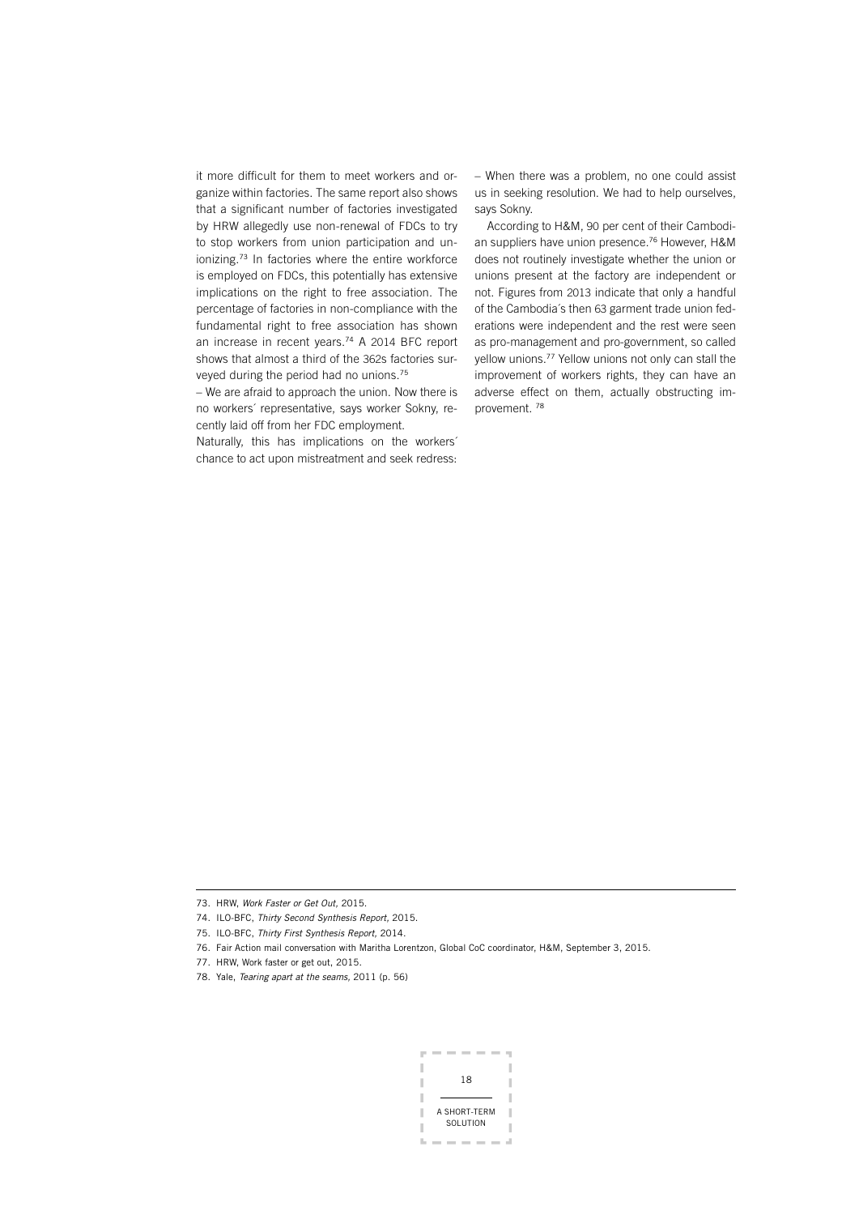it more difficult for them to meet workers and organize within factories. The same report also shows that a significant number of factories investigated by HRW allegedly use non-renewal of FDCs to try to stop workers from union participation and unionizing.[73] In factories where the entire workforce is employed on FDCs, this potentially has extensive implications on the right to free association. The percentage of factories in non-compliance with the fundamental right to free association has shown an increase in recent years.[74] A 2014 BFC report shows that almost a third of the 362s factories surveyed during the period had no unions.[75]

– We are afraid to approach the union. Now there is no workers´ representative, says worker Sokny, recently laid off from her FDC employment.

Naturally, this has implications on the workers´ chance to act upon mistreatment and seek redress:

– When there was a problem, no one could assist us in seeking resolution. We had to help ourselves, says Sokny.

According to H&M, 90 per cent of their Cambodian suppliers have union presence.[76] However, H&M does not routinely investigate whether the union or unions present at the factory are independent or not. Figures from 2013 indicate that only a handful of the Cambodia´s then 63 garment trade union federations were independent and the rest were seen as pro-management and pro-government, so called yellow unions.[77] Yellow unions not only can stall the improvement of workers rights, they can have an adverse effect on them, actually obstructing improvement. [78]

---

73. HRW, *Work Faster or Get Out,* 2015.
74. ILO-BFC, *Thirty Second Synthesis Report,* 2015.
75. ILO-BFC, *Thirty First Synthesis Report,* 2014.
76. Fair Action mail conversation with Maritha Lorentzon, Global CoC coordinator, H&M, September 3, 2015.
77. HRW, Work faster or get out, 2015.
78. Yale, *Tearing apart at the seams,* 2011 (p. 56)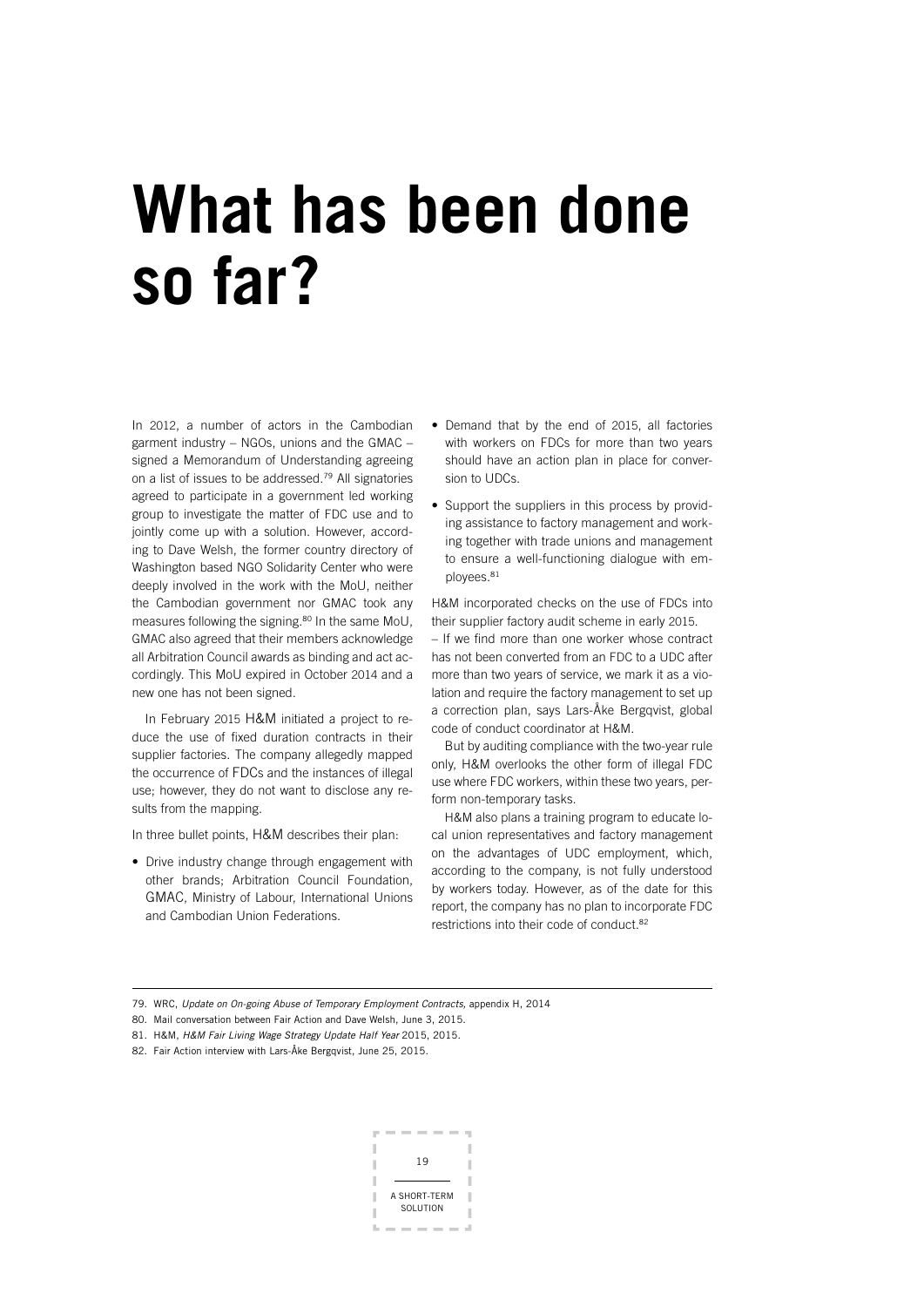# What has been done so far?

In 2012, a number of actors in the Cambodian garment industry – NGOs, unions and the GMAC – signed a Memorandum of Understanding agreeing on a list of issues to be addressed.[79] All signatories agreed to participate in a government led working group to investigate the matter of FDC use and to jointly come up with a solution. However, according to Dave Welsh, the former country directory of Washington based NGO Solidarity Center who were deeply involved in the work with the MoU, neither the Cambodian government nor GMAC took any measures following the signing.[80] In the same MoU, GMAC also agreed that their members acknowledge all Arbitration Council awards as binding and act accordingly. This MoU expired in October 2014 and a new one has not been signed.

In February 2015 H&M initiated a project to reduce the use of fixed duration contracts in their supplier factories. The company allegedly mapped the occurrence of FDCs and the instances of illegal use; however, they do not want to disclose any results from the mapping.

In three bullet points, H&M describes their plan:

- Drive industry change through engagement with other brands; Arbitration Council Foundation, GMAC, Ministry of Labour, International Unions and Cambodian Union Federations.
- Demand that by the end of 2015, all factories with workers on FDCs for more than two years should have an action plan in place for conversion to UDCs.
- Support the suppliers in this process by providing assistance to factory management and working together with trade unions and management to ensure a well-functioning dialogue with employees.[81]

H&M incorporated checks on the use of FDCs into their supplier factory audit scheme in early 2015.

– If we find more than one worker whose contract has not been converted from an FDC to a UDC after more than two years of service, we mark it as a violation and require the factory management to set up a correction plan, says Lars-Åke Bergqvist, global code of conduct coordinator at H&M.

But by auditing compliance with the two-year rule only, H&M overlooks the other form of illegal FDC use where FDC workers, within these two years, perform non-temporary tasks.

H&M also plans a training program to educate local union representatives and factory management on the advantages of UDC employment, which, according to the company, is not fully understood by workers today. However, as of the date for this report, the company has no plan to incorporate FDC restrictions into their code of conduct.[82]

---

79. WRC, *Update on On-going Abuse of Temporary Employment Contracts*, appendix H, 2014
80. Mail conversation between Fair Action and Dave Welsh, June 3, 2015.
81. H&M, *H&M Fair Living Wage Strategy Update Half Year* 2015, 2015.
82. Fair Action interview with Lars-Åke Bergqvist, June 25, 2015.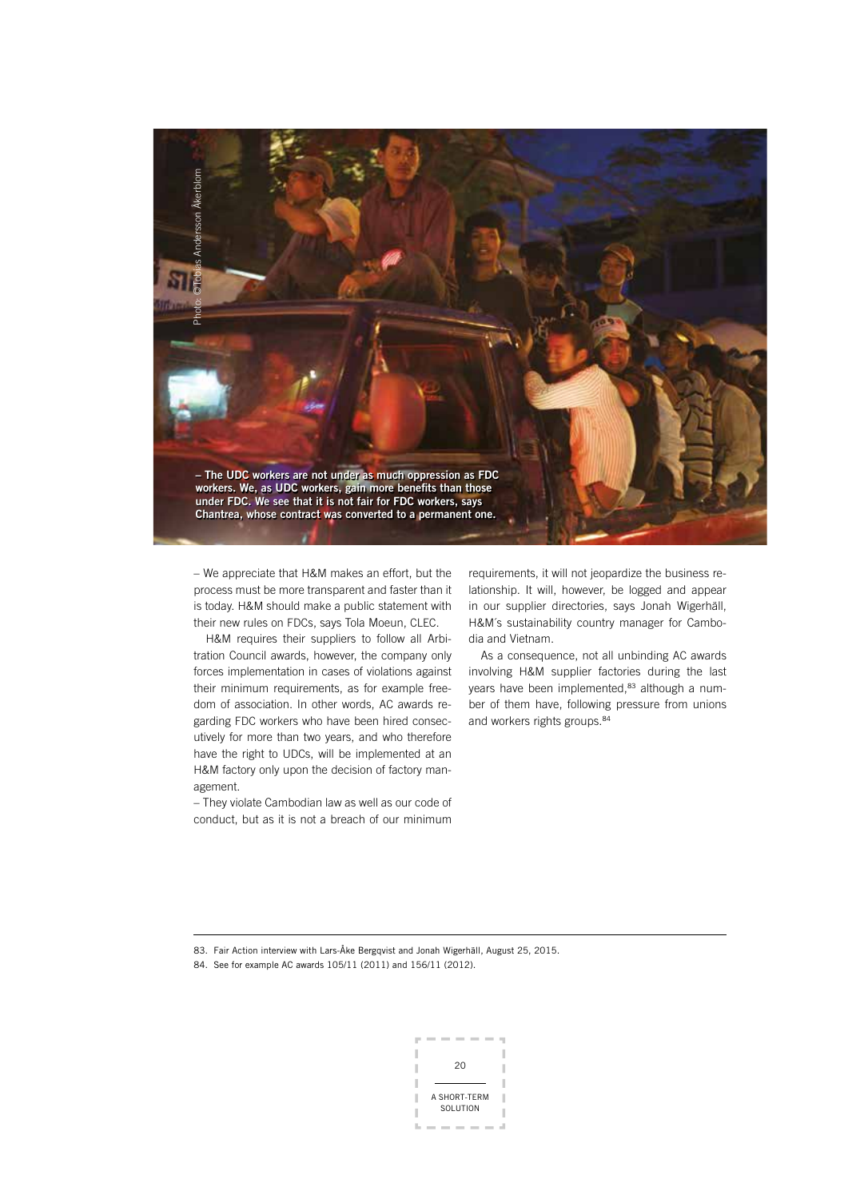**– The UDC workers are not under as much oppression as FDC workers. We, as UDC workers, gain more benefits than those under FDC. We see that it is not fair for FDC workers, says Chantrea, whose contract was converted to a permanent one.**

Photo: ©Tobias Andersson Åkerblom

– We appreciate that H&M makes an effort, but the process must be more transparent and faster than it is today. H&M should make a public statement with their new rules on FDCs, says Tola Moeun, CLEC.

H&M requires their suppliers to follow all Arbitration Council awards, however, the company only forces implementation in cases of violations against their minimum requirements, as for example freedom of association. In other words, AC awards regarding FDC workers who have been hired consecutively for more than two years, and who therefore have the right to UDCs, will be implemented at an H&M factory only upon the decision of factory management.

– They violate Cambodian law as well as our code of conduct, but as it is not a breach of our minimum requirements, it will not jeopardize the business relationship. It will, however, be logged and appear in our supplier directories, says Jonah Wigerhäll, H&M´s sustainability country manager for Cambodia and Vietnam.

As a consequence, not all unbinding AC awards involving H&M supplier factories during the last years have been implemented,[83] although a number of them have, following pressure from unions and workers rights groups.[84]

---

83. Fair Action interview with Lars-Åke Bergqvist and Jonah Wigerhäll, August 25, 2015.

84. See for example AC awards 105/11 (2011) and 156/11 (2012).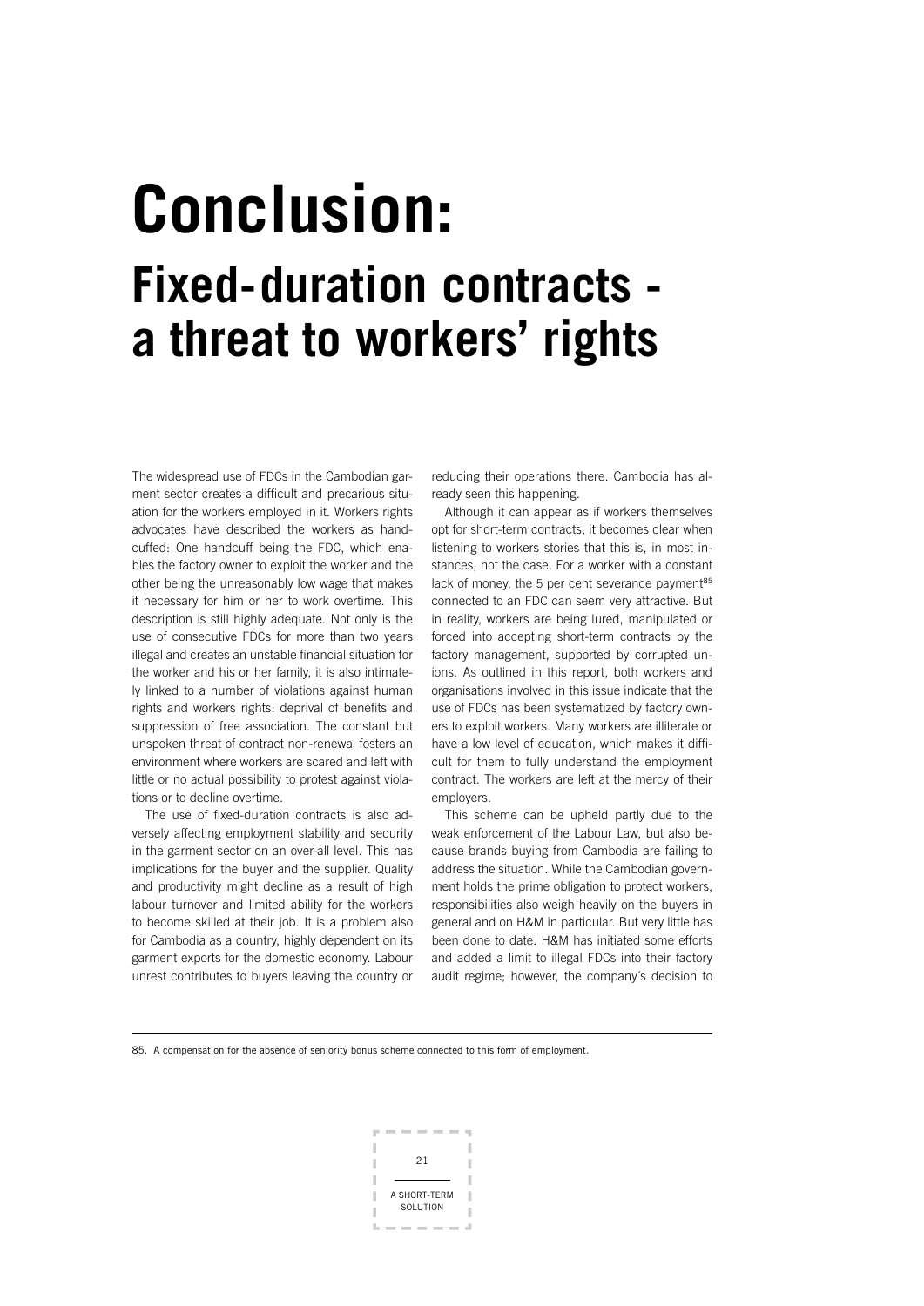# Conclusion:

## Fixed-duration contracts - a threat to workers' rights

The widespread use of FDCs in the Cambodian garment sector creates a difficult and precarious situation for the workers employed in it. Workers rights advocates have described the workers as handcuffed: One handcuff being the FDC, which enables the factory owner to exploit the worker and the other being the unreasonably low wage that makes it necessary for him or her to work overtime. This description is still highly adequate. Not only is the use of consecutive FDCs for more than two years illegal and creates an unstable financial situation for the worker and his or her family, it is also intimately linked to a number of violations against human rights and workers rights: deprival of benefits and suppression of free association. The constant but unspoken threat of contract non-renewal fosters an environment where workers are scared and left with little or no actual possibility to protest against violations or to decline overtime.

The use of fixed-duration contracts is also adversely affecting employment stability and security in the garment sector on an over-all level. This has implications for the buyer and the supplier. Quality and productivity might decline as a result of high labour turnover and limited ability for the workers to become skilled at their job. It is a problem also for Cambodia as a country, highly dependent on its garment exports for the domestic economy. Labour unrest contributes to buyers leaving the country or reducing their operations there. Cambodia has already seen this happening.

Although it can appear as if workers themselves opt for short-term contracts, it becomes clear when listening to workers stories that this is, in most instances, not the case. For a worker with a constant lack of money, the 5 per cent severance payment[85] connected to an FDC can seem very attractive. But in reality, workers are being lured, manipulated or forced into accepting short-term contracts by the factory management, supported by corrupted unions. As outlined in this report, both workers and organisations involved in this issue indicate that the use of FDCs has been systematized by factory owners to exploit workers. Many workers are illiterate or have a low level of education, which makes it difficult for them to fully understand the employment contract. The workers are left at the mercy of their employers.

This scheme can be upheld partly due to the weak enforcement of the Labour Law, but also because brands buying from Cambodia are failing to address the situation. While the Cambodian government holds the prime obligation to protect workers, responsibilities also weigh heavily on the buyers in general and on H&M in particular. But very little has been done to date. H&M has initiated some efforts and added a limit to illegal FDCs into their factory audit regime; however, the company´s decision to

85. A compensation for the absence of seniority bonus scheme connected to this form of employment.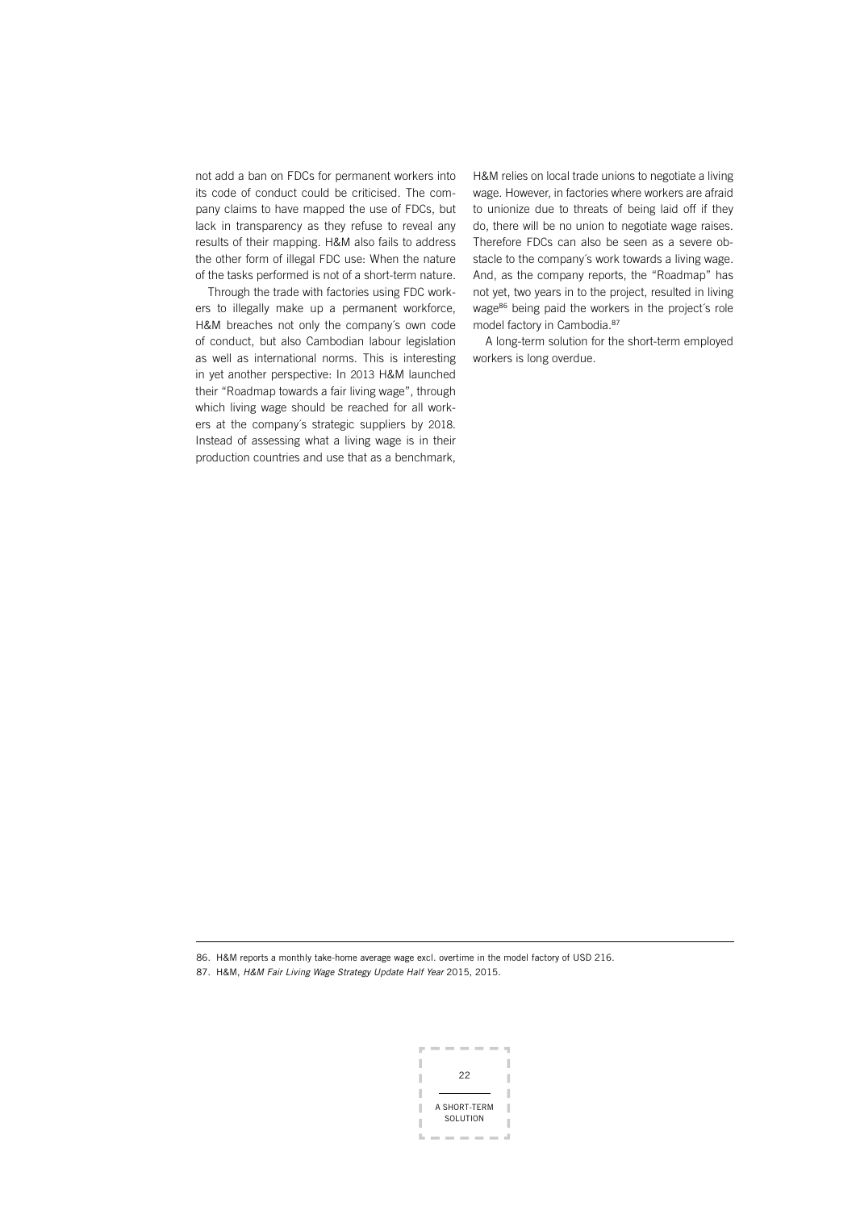not add a ban on FDCs for permanent workers into its code of conduct could be criticised. The company claims to have mapped the use of FDCs, but lack in transparency as they refuse to reveal any results of their mapping. H&M also fails to address the other form of illegal FDC use: When the nature of the tasks performed is not of a short-term nature.

Through the trade with factories using FDC workers to illegally make up a permanent workforce, H&M breaches not only the company's own code of conduct, but also Cambodian labour legislation as well as international norms. This is interesting in yet another perspective: In 2013 H&M launched their "Roadmap towards a fair living wage", through which living wage should be reached for all workers at the company's strategic suppliers by 2018. Instead of assessing what a living wage is in their production countries and use that as a benchmark, H&M relies on local trade unions to negotiate a living wage. However, in factories where workers are afraid to unionize due to threats of being laid off if they do, there will be no union to negotiate wage raises. Therefore FDCs can also be seen as a severe obstacle to the company's work towards a living wage. And, as the company reports, the "Roadmap" has not yet, two years in to the project, resulted in living wage[86] being paid the workers in the project's role model factory in Cambodia.[87]

A long-term solution for the short-term employed workers is long overdue.

---

86. H&M reports a monthly take-home average wage excl. overtime in the model factory of USD 216.

87. H&M, *H&M Fair Living Wage Strategy Update Half Year* 2015, 2015.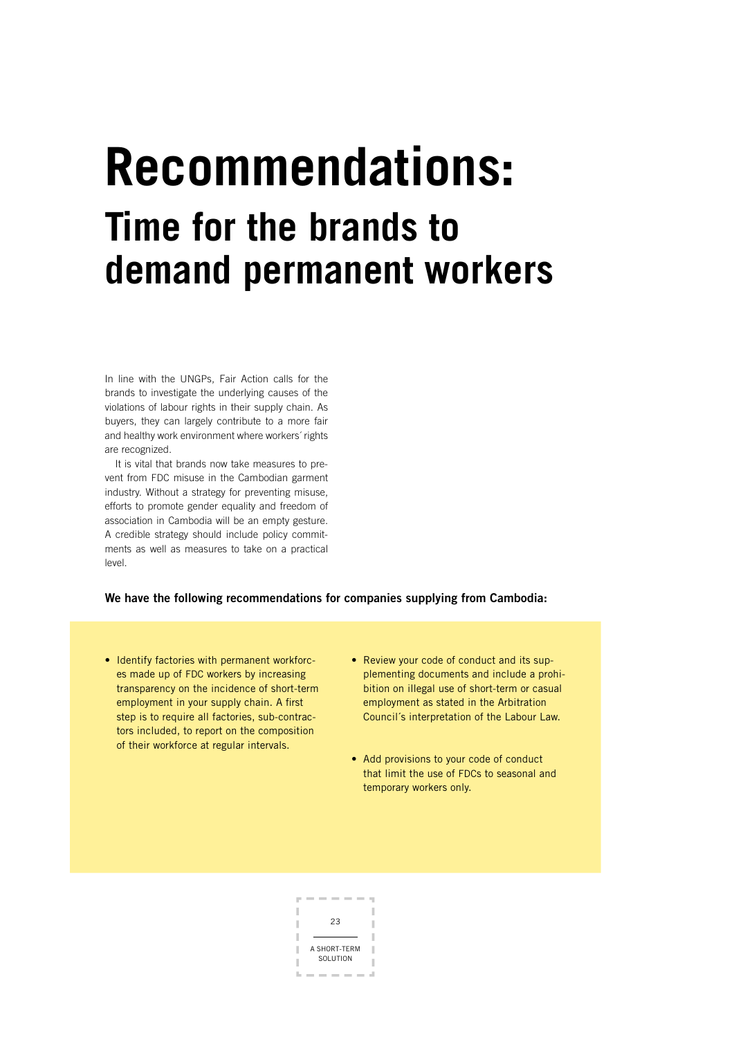# Recommendations:

## Time for the brands to demand permanent workers

In line with the UNGPs, Fair Action calls for the brands to investigate the underlying causes of the violations of labour rights in their supply chain. As buyers, they can largely contribute to a more fair and healthy work environment where workers´ rights are recognized.

It is vital that brands now take measures to prevent from FDC misuse in the Cambodian garment industry. Without a strategy for preventing misuse, efforts to promote gender equality and freedom of association in Cambodia will be an empty gesture. A credible strategy should include policy commitments as well as measures to take on a practical level.

**We have the following recommendations for companies supplying from Cambodia:**

- Identify factories with permanent workforces made up of FDC workers by increasing transparency on the incidence of short-term employment in your supply chain. A first step is to require all factories, sub-contractors included, to report on the composition of their workforce at regular intervals.
- Review your code of conduct and its supplementing documents and include a prohibition on illegal use of short-term or casual employment as stated in the Arbitration Council´s interpretation of the Labour Law.
- Add provisions to your code of conduct that limit the use of FDCs to seasonal and temporary workers only.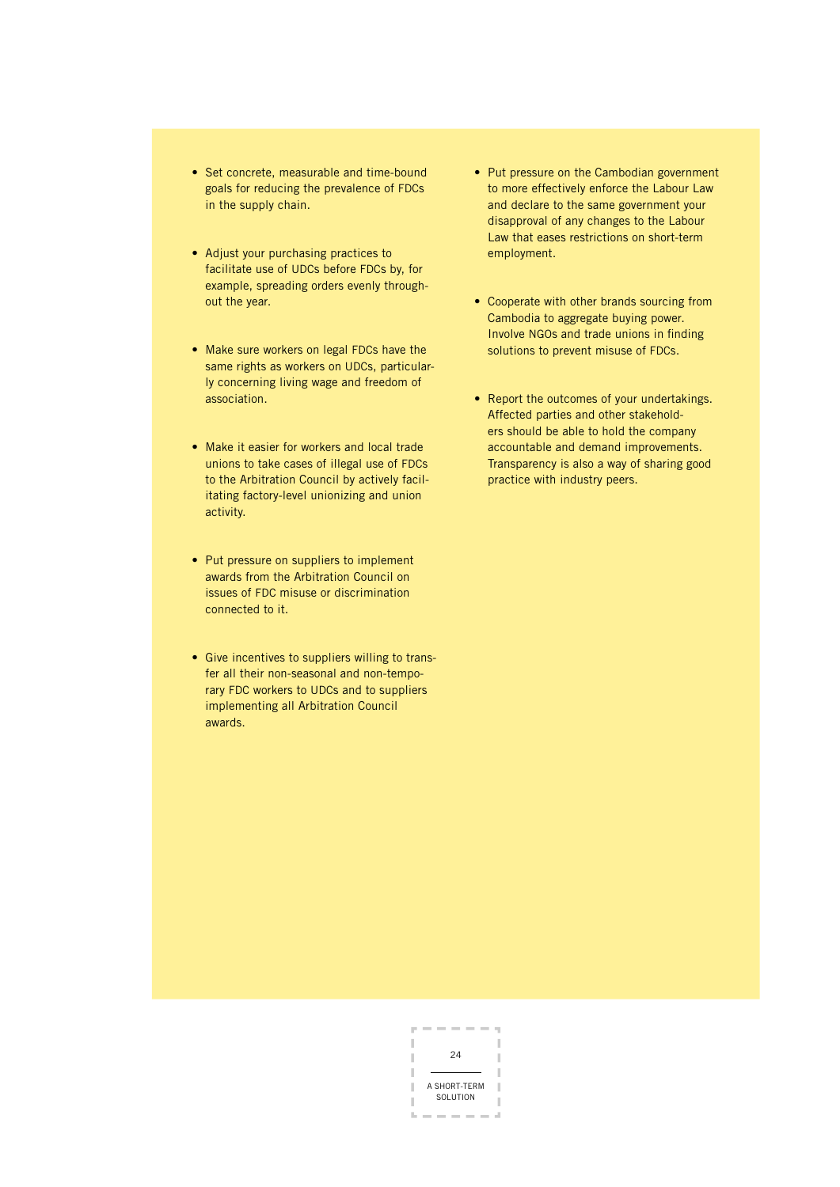- Set concrete, measurable and time-bound goals for reducing the prevalence of FDCs in the supply chain.

- Adjust your purchasing practices to facilitate use of UDCs before FDCs by, for example, spreading orders evenly throughout the year.

- Make sure workers on legal FDCs have the same rights as workers on UDCs, particularly concerning living wage and freedom of association.

- Make it easier for workers and local trade unions to take cases of illegal use of FDCs to the Arbitration Council by actively facilitating factory-level unionizing and union activity.

- Put pressure on suppliers to implement awards from the Arbitration Council on issues of FDC misuse or discrimination connected to it.

- Give incentives to suppliers willing to transfer all their non-seasonal and non-temporary FDC workers to UDCs and to suppliers implementing all Arbitration Council awards.

- Put pressure on the Cambodian government to more effectively enforce the Labour Law and declare to the same government your disapproval of any changes to the Labour Law that eases restrictions on short-term employment.

- Cooperate with other brands sourcing from Cambodia to aggregate buying power. Involve NGOs and trade unions in finding solutions to prevent misuse of FDCs.

- Report the outcomes of your undertakings. Affected parties and other stakeholders should be able to hold the company accountable and demand improvements. Transparency is also a way of sharing good practice with industry peers.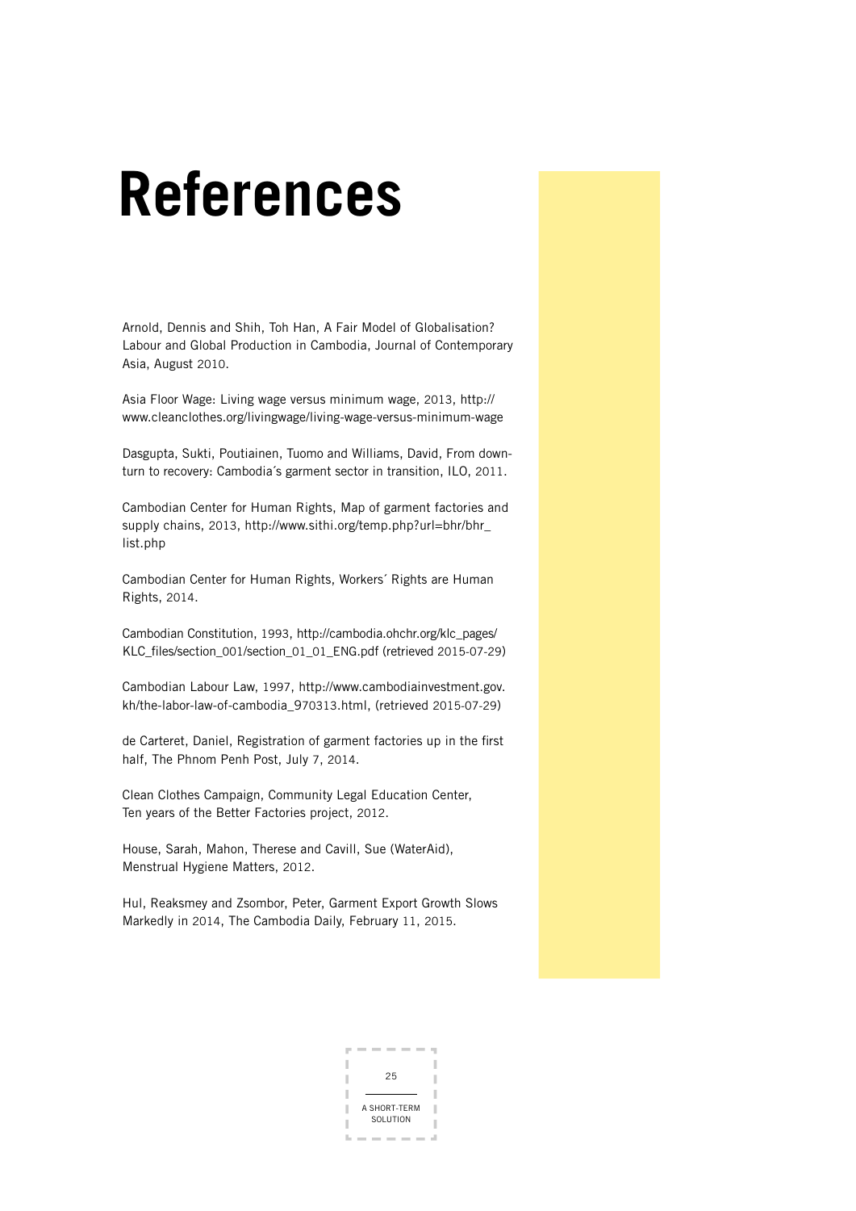# References

Arnold, Dennis and Shih, Toh Han, A Fair Model of Globalisation? Labour and Global Production in Cambodia, Journal of Contemporary Asia, August 2010.

Asia Floor Wage: Living wage versus minimum wage, 2013, http://www.cleanclothes.org/livingwage/living-wage-versus-minimum-wage

Dasgupta, Sukti, Poutiainen, Tuomo and Williams, David, From downturn to recovery: Cambodia´s garment sector in transition, ILO, 2011.

Cambodian Center for Human Rights, Map of garment factories and supply chains, 2013, http://www.sithi.org/temp.php?url=bhr/bhr_list.php

Cambodian Center for Human Rights, Workers´ Rights are Human Rights, 2014.

Cambodian Constitution, 1993, http://cambodia.ohchr.org/klc_pages/KLC_files/section_001/section_01_01_ENG.pdf (retrieved 2015-07-29)

Cambodian Labour Law, 1997, http://www.cambodiainvestment.gov.kh/the-labor-law-of-cambodia_970313.html, (retrieved 2015-07-29)

de Carteret, Daniel, Registration of garment factories up in the first half, The Phnom Penh Post, July 7, 2014.

Clean Clothes Campaign, Community Legal Education Center, Ten years of the Better Factories project, 2012.

House, Sarah, Mahon, Therese and Cavill, Sue (WaterAid), Menstrual Hygiene Matters, 2012.

Hul, Reaksmey and Zsombor, Peter, Garment Export Growth Slows Markedly in 2014, The Cambodia Daily, February 11, 2015.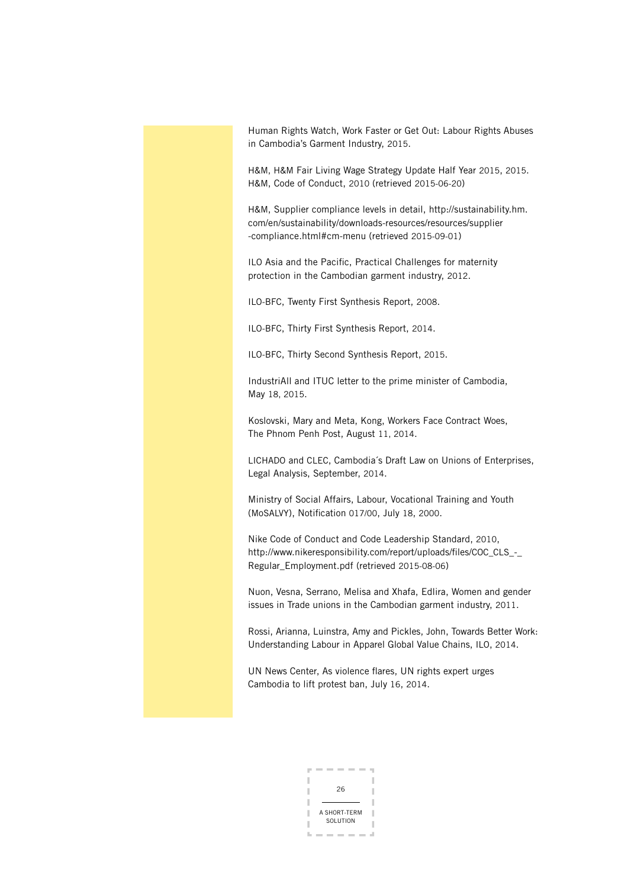Human Rights Watch, Work Faster or Get Out: Labour Rights Abuses in Cambodia's Garment Industry, 2015.

H&M, H&M Fair Living Wage Strategy Update Half Year 2015, 2015.
H&M, Code of Conduct, 2010 (retrieved 2015-06-20)

H&M, Supplier compliance levels in detail, http://sustainability.hm.com/en/sustainability/downloads-resources/resources/supplier-compliance.html#cm-menu (retrieved 2015-09-01)

ILO Asia and the Pacific, Practical Challenges for maternity protection in the Cambodian garment industry, 2012.

ILO-BFC, Twenty First Synthesis Report, 2008.

ILO-BFC, Thirty First Synthesis Report, 2014.

ILO-BFC, Thirty Second Synthesis Report, 2015.

IndustriAll and ITUC letter to the prime minister of Cambodia, May 18, 2015.

Koslovski, Mary and Meta, Kong, Workers Face Contract Woes, The Phnom Penh Post, August 11, 2014.

LICHADO and CLEC, Cambodia´s Draft Law on Unions of Enterprises, Legal Analysis, September, 2014.

Ministry of Social Affairs, Labour, Vocational Training and Youth (MoSALVY), Notification 017/00, July 18, 2000.

Nike Code of Conduct and Code Leadership Standard, 2010, http://www.nikeresponsibility.com/report/uploads/files/COC_CLS_-_Regular_Employment.pdf (retrieved 2015-08-06)

Nuon, Vesna, Serrano, Melisa and Xhafa, Edlira, Women and gender issues in Trade unions in the Cambodian garment industry, 2011.

Rossi, Arianna, Luinstra, Amy and Pickles, John, Towards Better Work: Understanding Labour in Apparel Global Value Chains, ILO, 2014.

UN News Center, As violence flares, UN rights expert urges Cambodia to lift protest ban, July 16, 2014.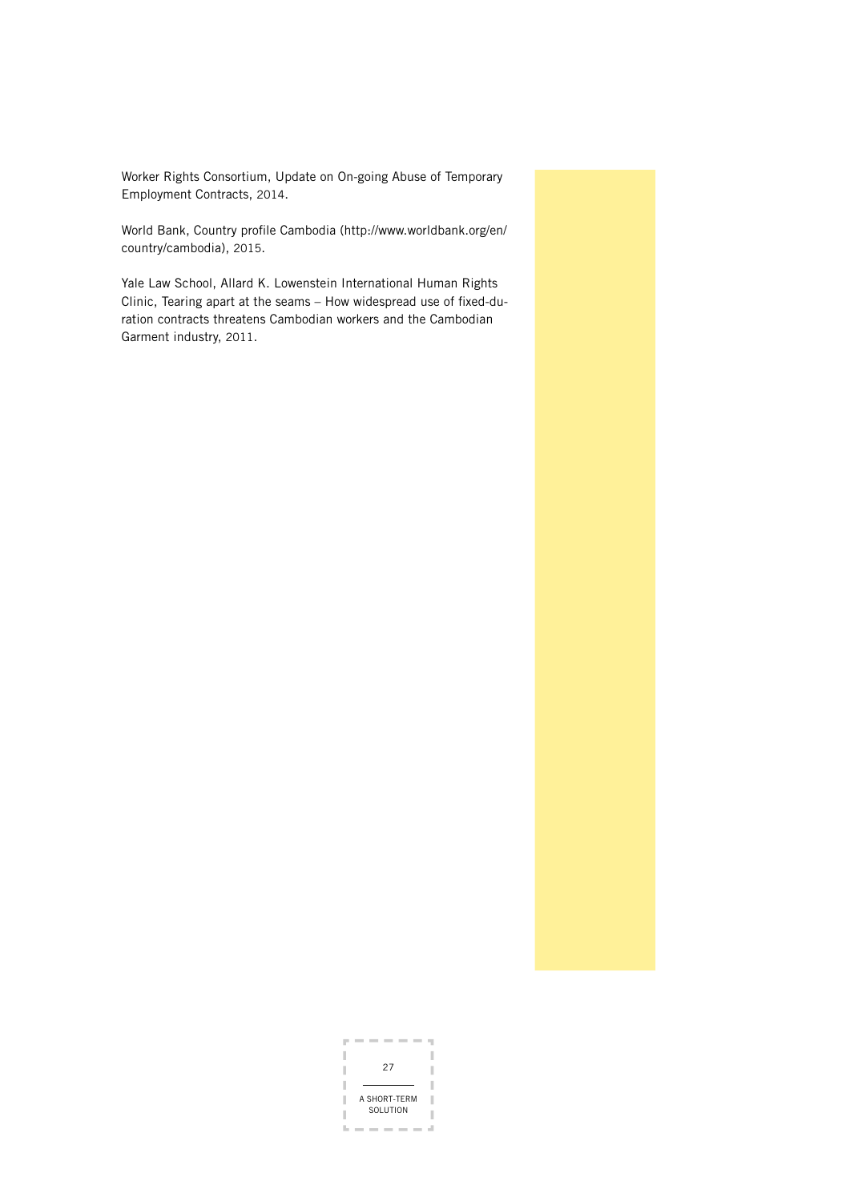Worker Rights Consortium, Update on On-going Abuse of Temporary Employment Contracts, 2014.

World Bank, Country profile Cambodia (http://www.worldbank.org/en/country/cambodia), 2015.

Yale Law School, Allard K. Lowenstein International Human Rights Clinic, Tearing apart at the seams – How widespread use of fixed-duration contracts threatens Cambodian workers and the Cambodian Garment industry, 2011.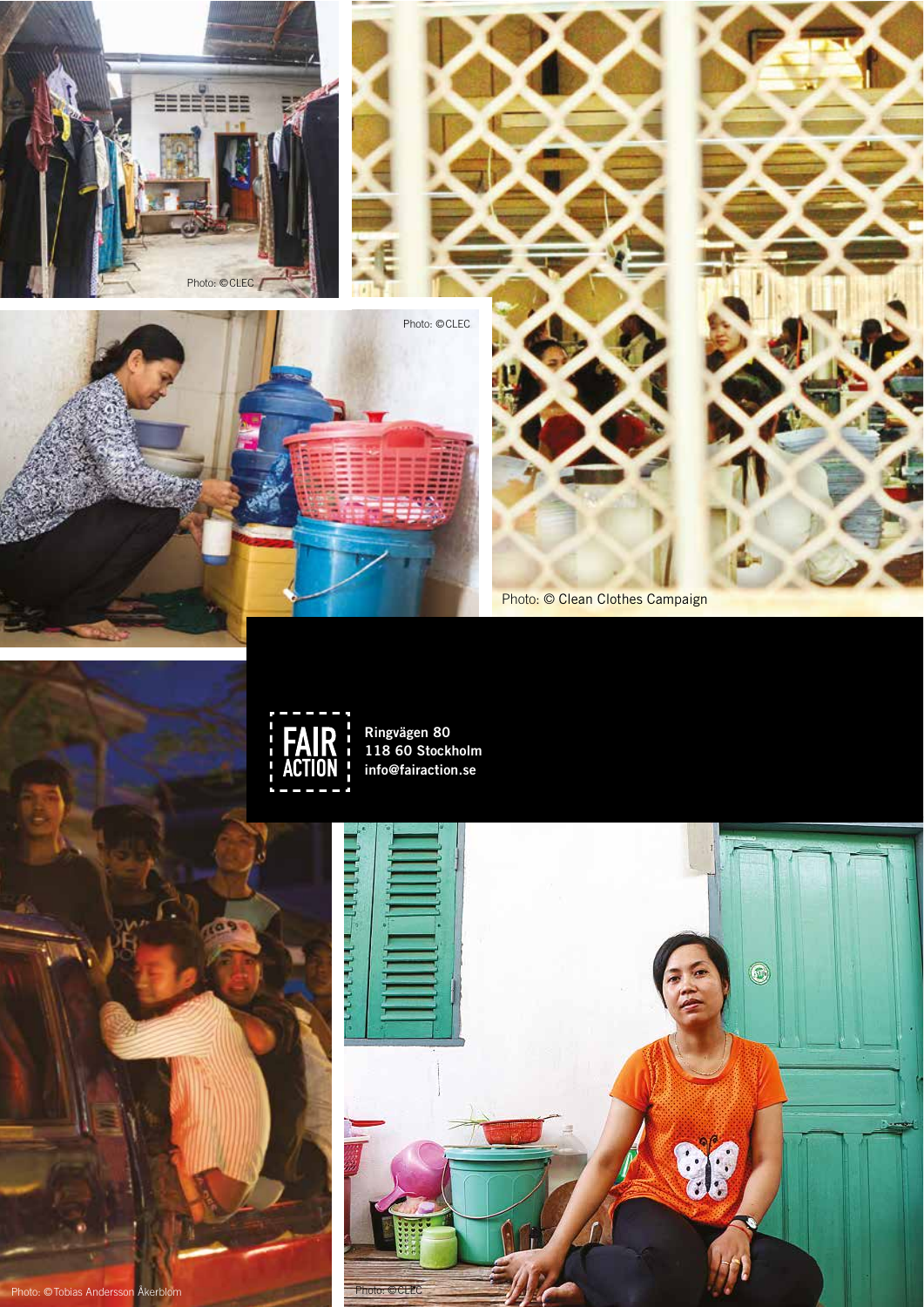Photo: ©CLEC

Photo: ©CLEC

Photo: © Clean Clothes Campaign

FAIR ACTION

Ringvägen 80
118 60 Stockholm
info@fairaction.se

Photo: ©Tobias Andersson Åkerblom

Photo: ©CLEC